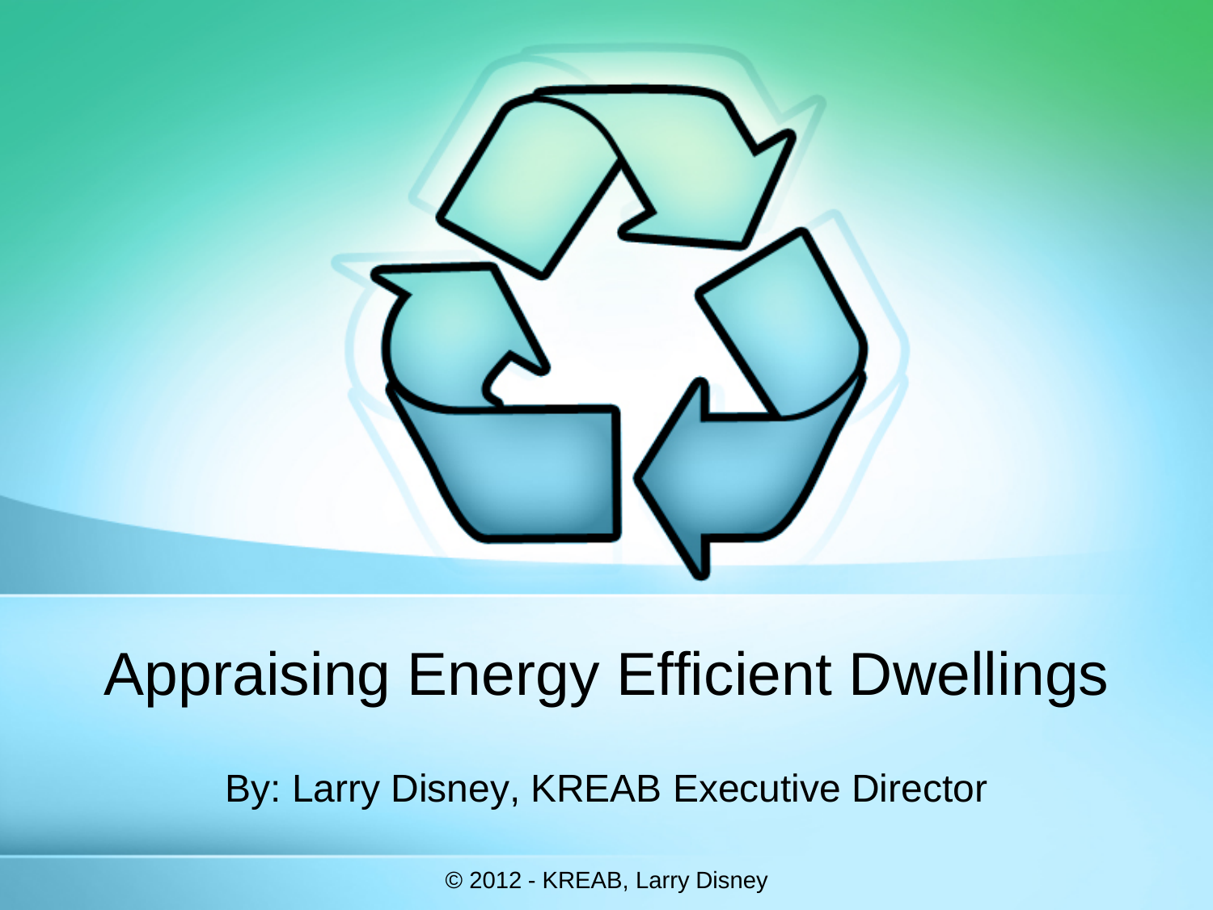# Appraising Energy Efficient Dwellings

By: Larry Disney, KREAB Executive Director

© 2012 - KREAB, Larry Disney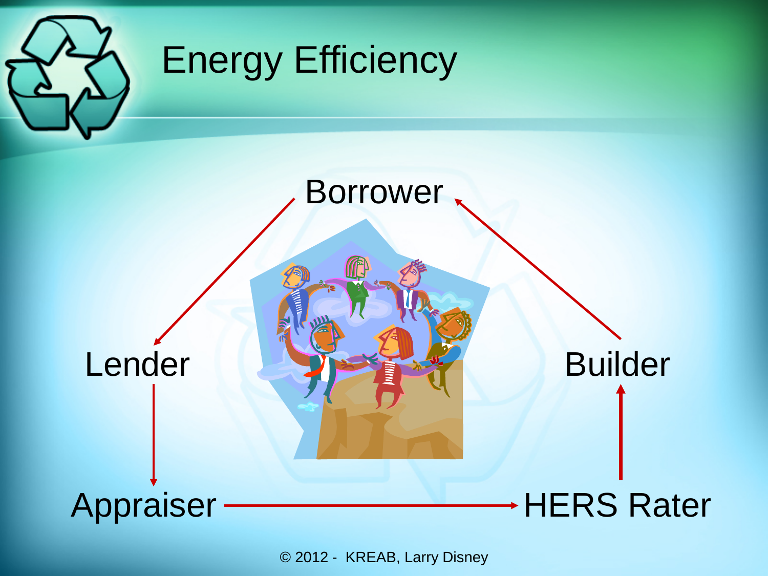# Energy Efficiency

Borrower

Lender

Builder

Appraiser

HERS Rater

© 2012 - KREAB, Larry Disney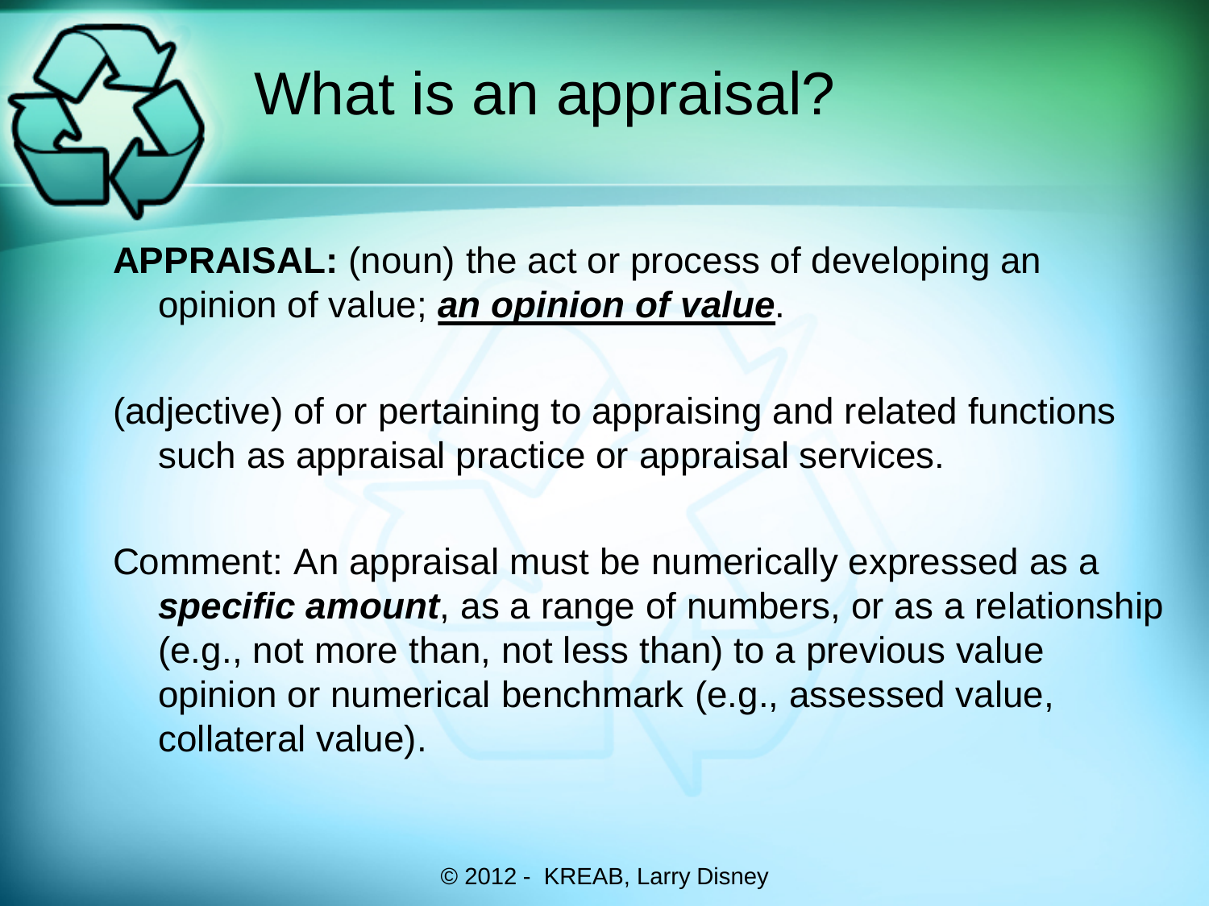# What is an appraisal?

**APPRAISAL:** (noun) the act or process of developing an opinion of value; ***an opinion of value***.

(adjective) of or pertaining to appraising and related functions such as appraisal practice or appraisal services.

Comment: An appraisal must be numerically expressed as a ***specific amount***, as a range of numbers, or as a relationship (e.g., not more than, not less than) to a previous value opinion or numerical benchmark (e.g., assessed value, collateral value).

© 2012 - KREAB, Larry Disney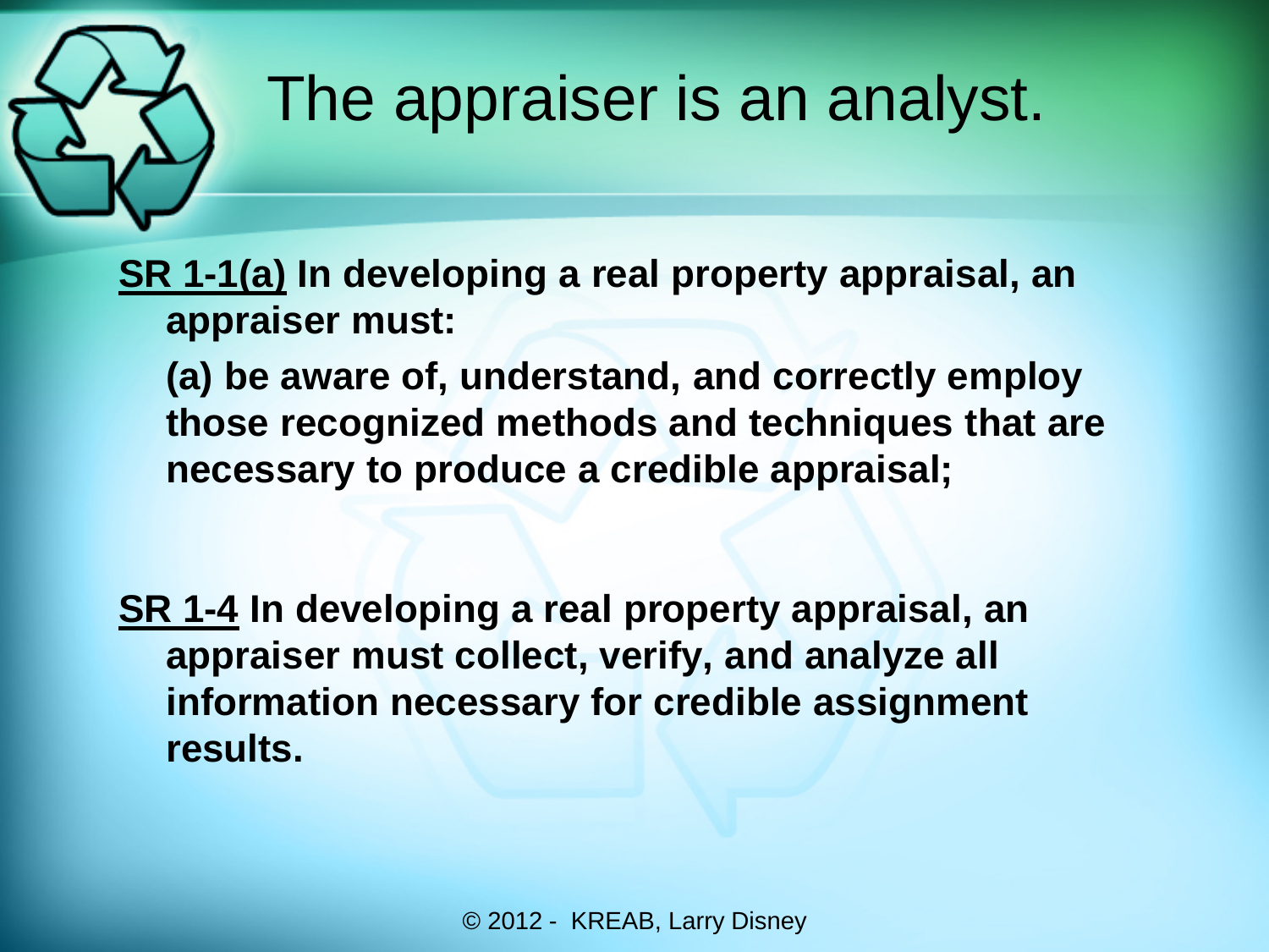# The appraiser is an analyst.

**<u>SR 1-1(a)</u> In developing a real property appraisal, an appraiser must:**

**(a) be aware of, understand, and correctly employ those recognized methods and techniques that are necessary to produce a credible appraisal;**

**<u>SR 1-4</u> In developing a real property appraisal, an appraiser must collect, verify, and analyze all information necessary for credible assignment results.**

© 2012 - KREAB, Larry Disney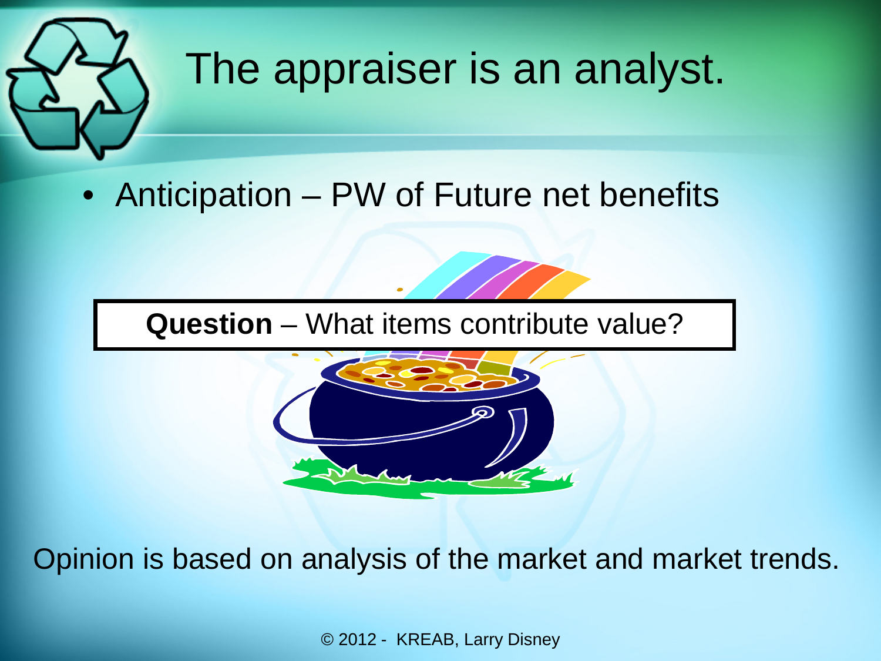# The appraiser is an analyst.

- Anticipation – PW of Future net benefits

**Question** – What items contribute value?

Opinion is based on analysis of the market and market trends.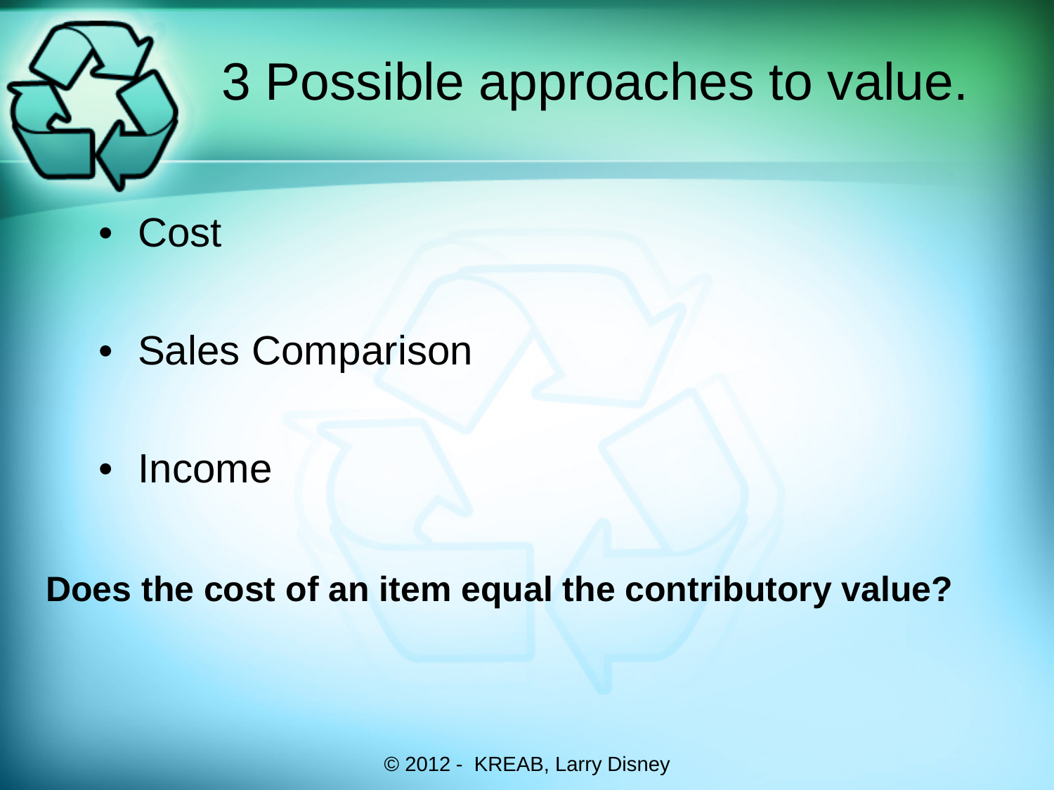# 3 Possible approaches to value.

- Cost
- Sales Comparison
- Income

**Does the cost of an item equal the contributory value?**

© 2012 - KREAB, Larry Disney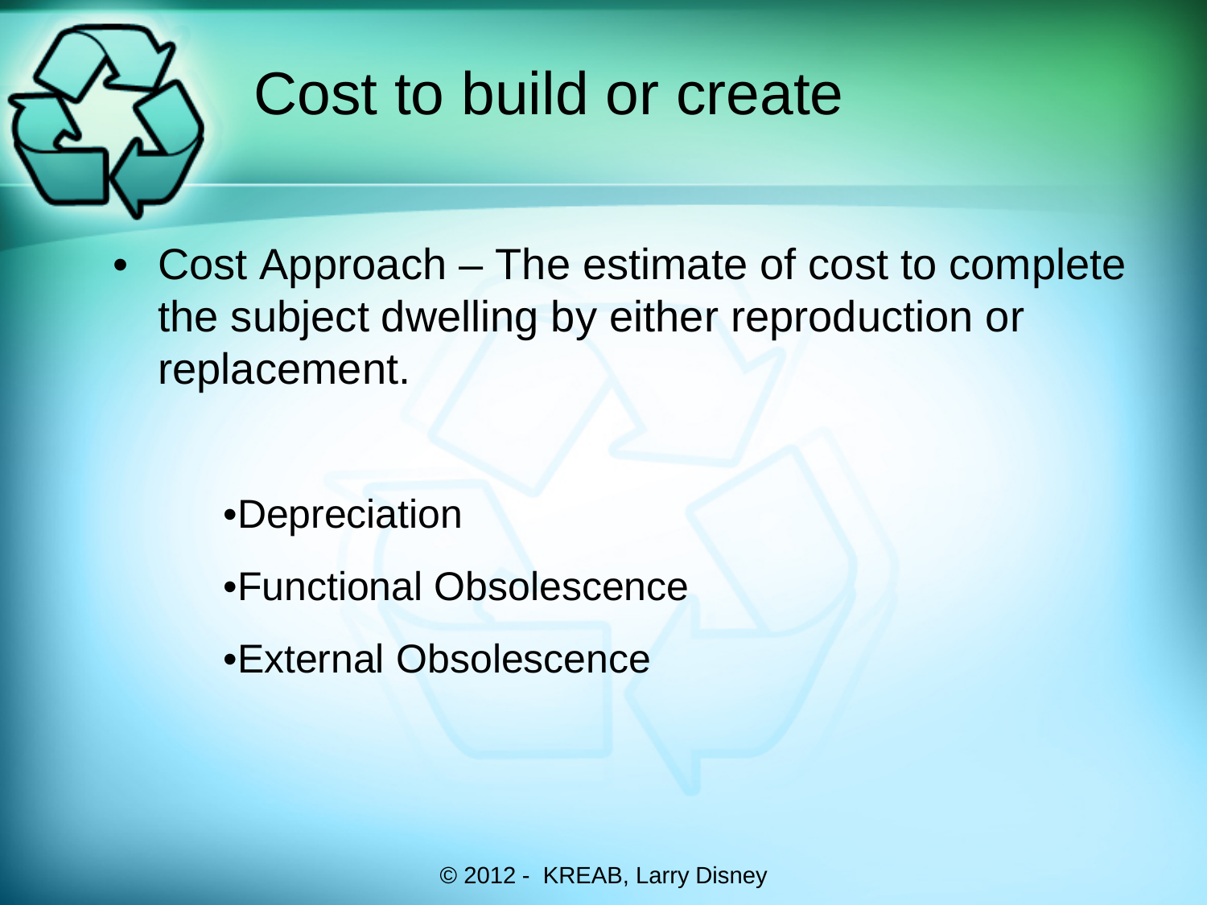# Cost to build or create

- Cost Approach – The estimate of cost to complete the subject dwelling by either reproduction or replacement.
  - Depreciation
  - Functional Obsolescence
  - External Obsolescence

© 2012 - KREAB, Larry Disney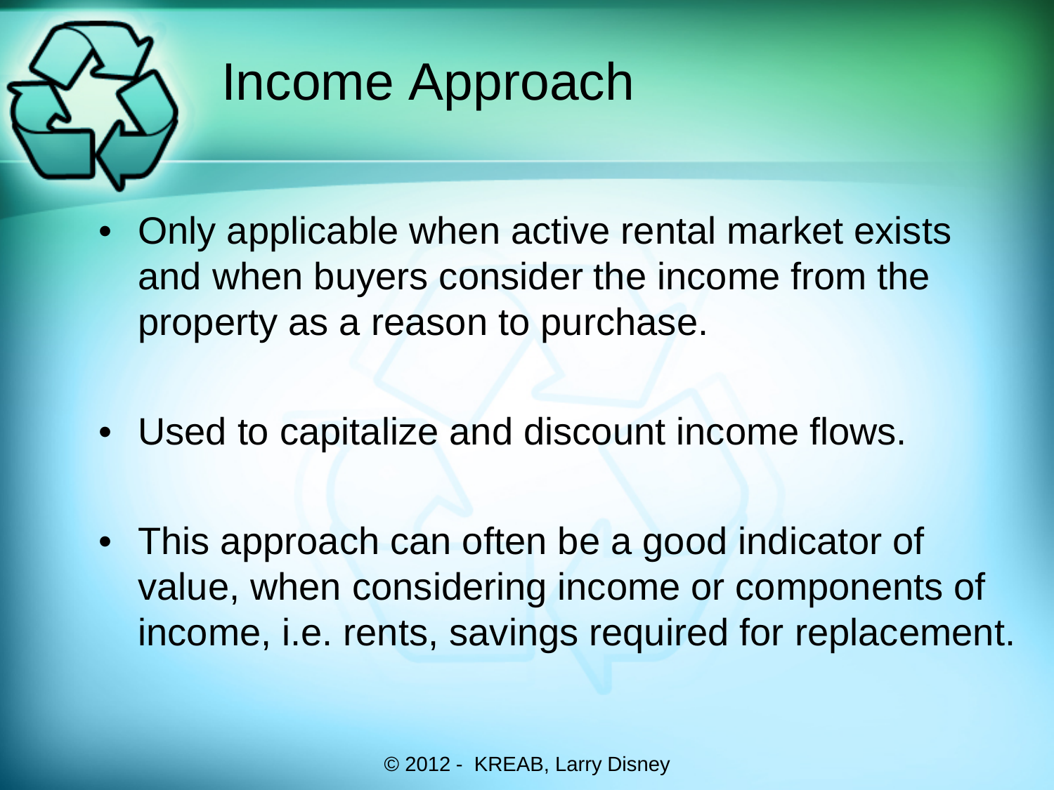# Income Approach

- Only applicable when active rental market exists and when buyers consider the income from the property as a reason to purchase.
- Used to capitalize and discount income flows.
- This approach can often be a good indicator of value, when considering income or components of income, i.e. rents, savings required for replacement.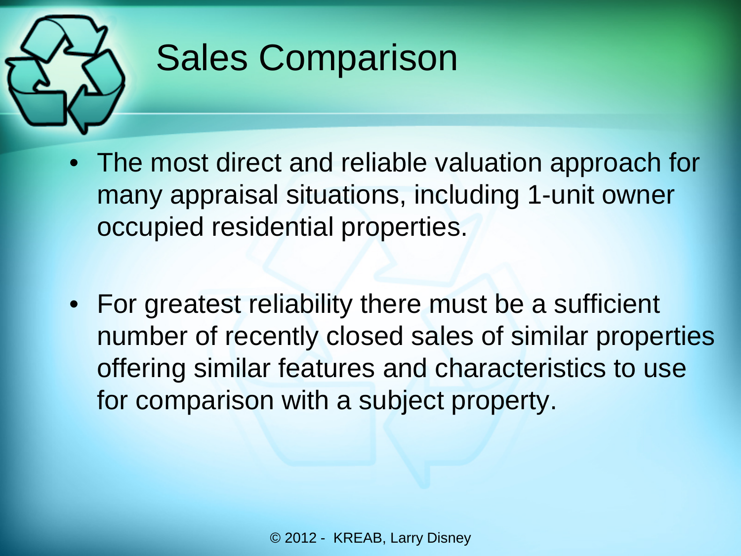# Sales Comparison

- The most direct and reliable valuation approach for many appraisal situations, including 1-unit owner occupied residential properties.
- For greatest reliability there must be a sufficient number of recently closed sales of similar properties offering similar features and characteristics to use for comparison with a subject property.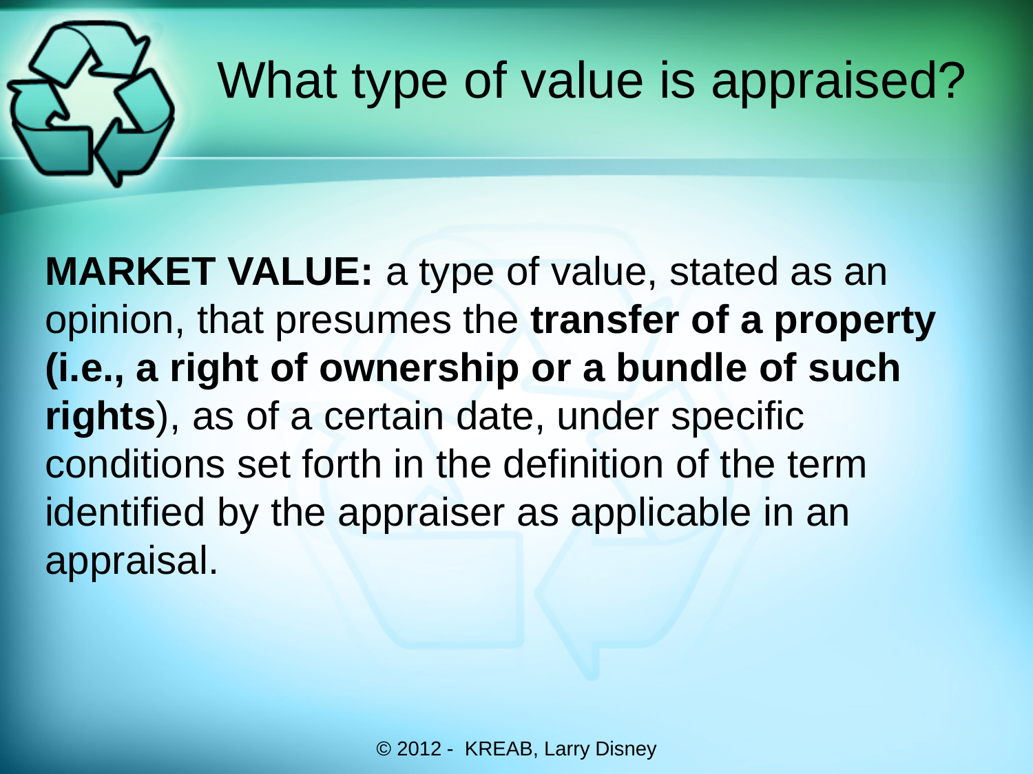# What type of value is appraised?

**MARKET VALUE:** a type of value, stated as an opinion, that presumes the **transfer of a property (i.e., a right of ownership or a bundle of such rights**), as of a certain date, under specific conditions set forth in the definition of the term identified by the appraiser as applicable in an appraisal.

© 2012 - KREAB, Larry Disney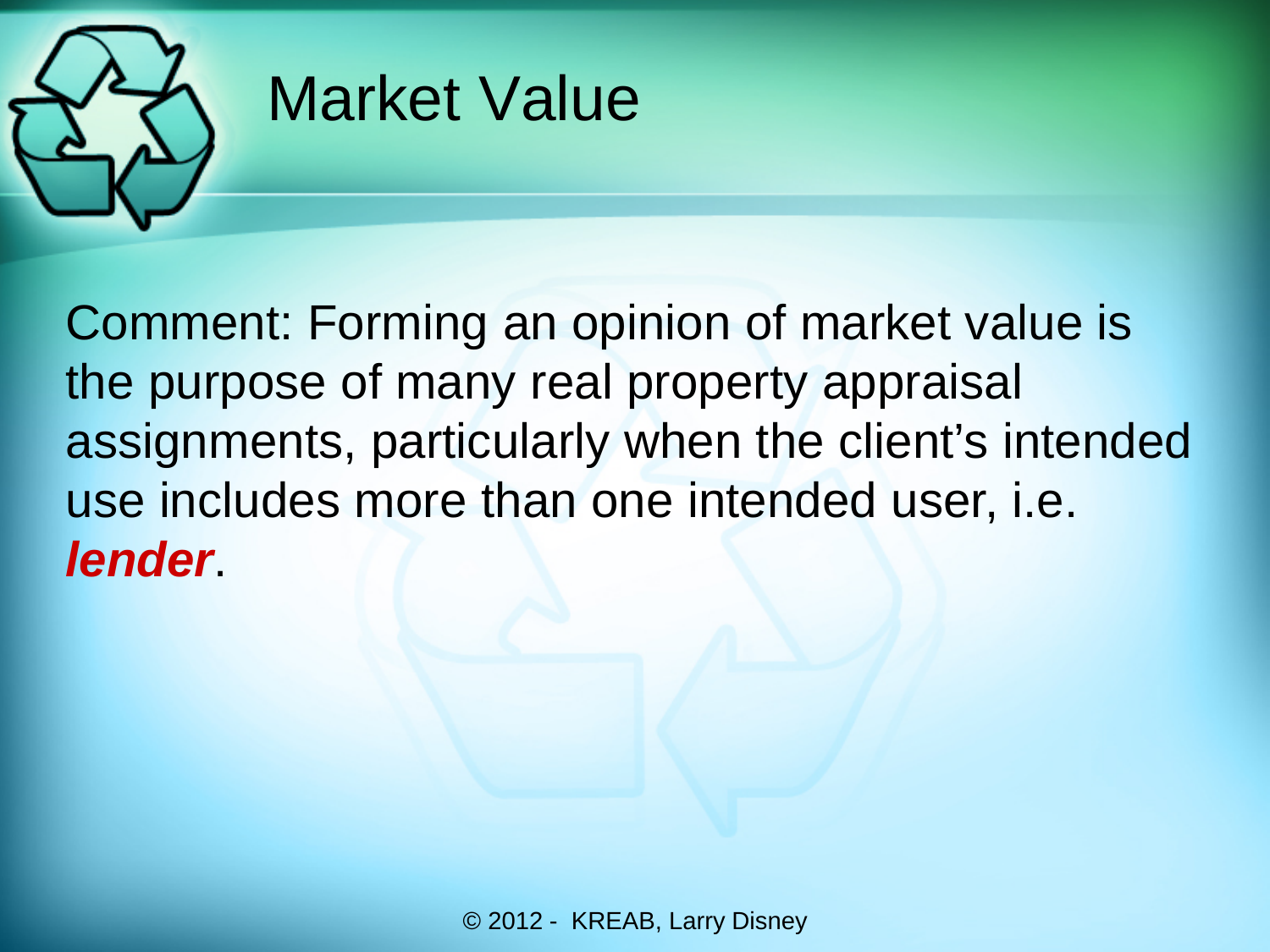# Market Value

Comment: Forming an opinion of market value is the purpose of many real property appraisal assignments, particularly when the client's intended use includes more than one intended user, i.e. ***lender***.

© 2012 - KREAB, Larry Disney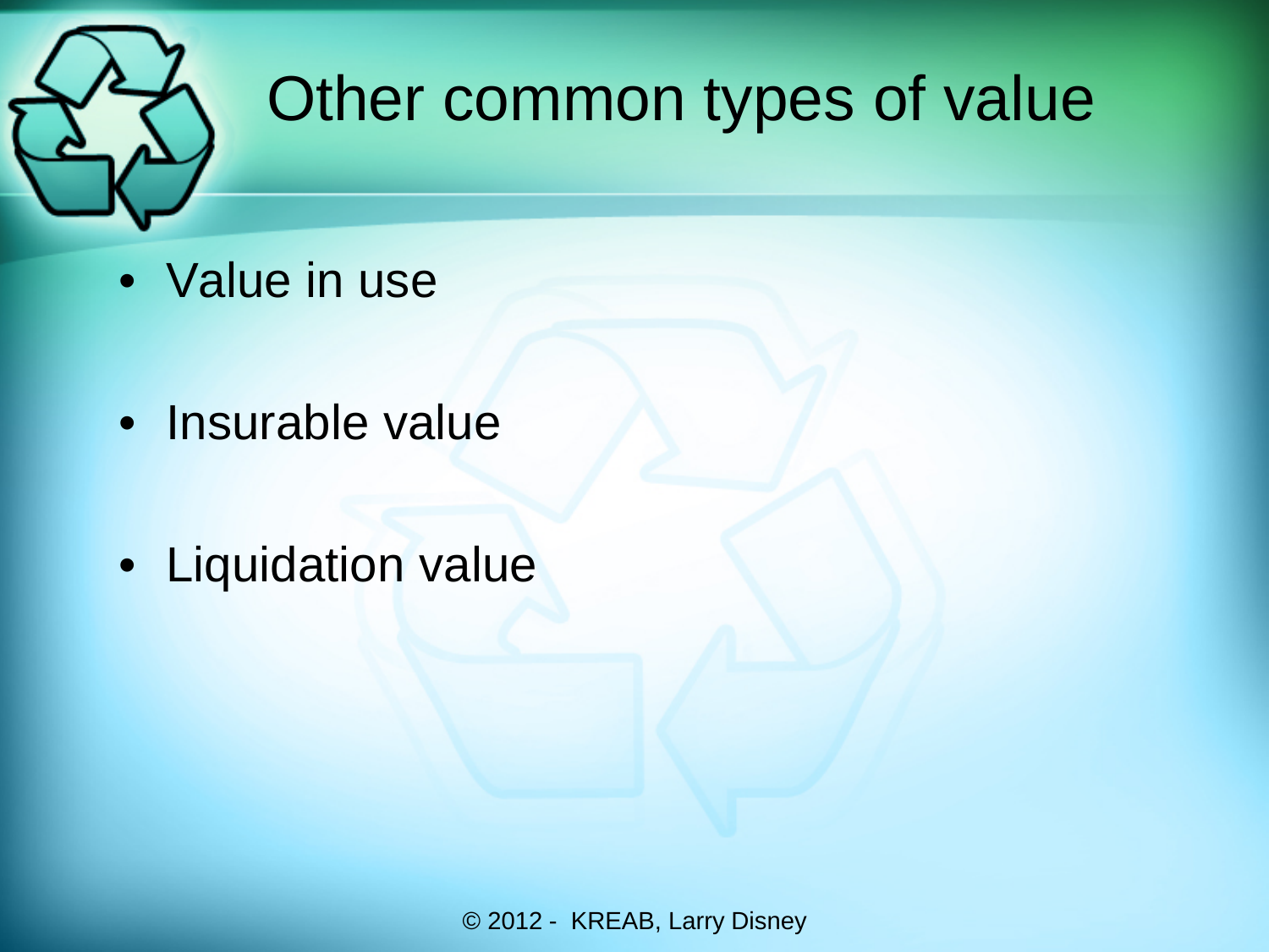# Other common types of value

- Value in use
- Insurable value
- Liquidation value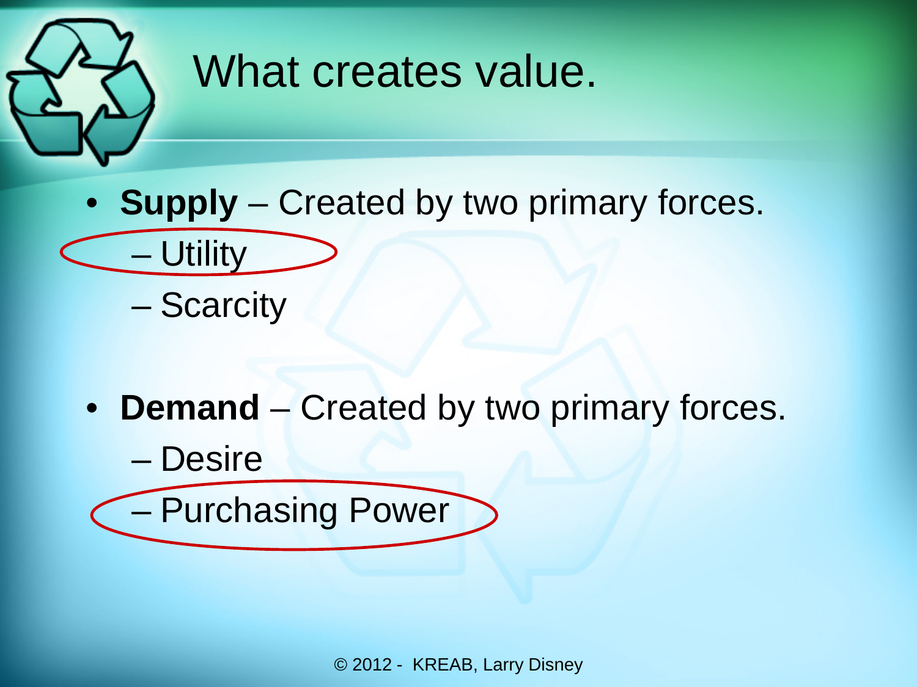# What creates value.

- **Supply** – Created by two primary forces.
  - Utility
  - Scarcity
- **Demand** – Created by two primary forces.
  - Desire
  - Purchasing Power

© 2012 - KREAB, Larry Disney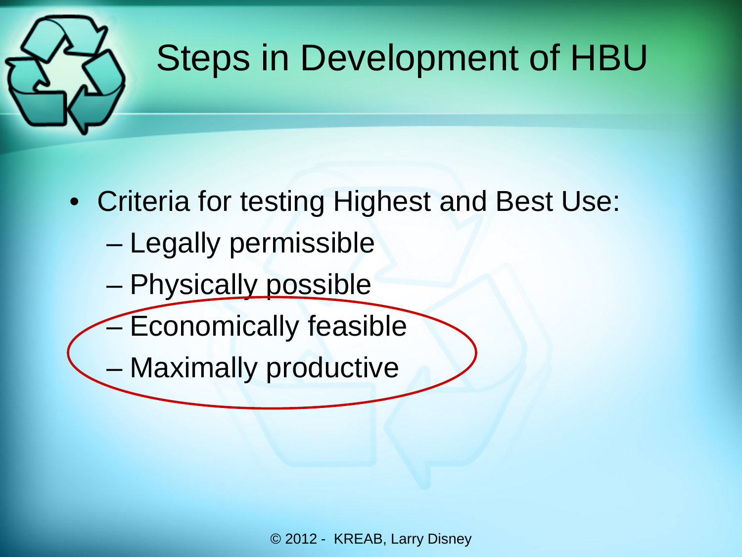# Steps in Development of HBU

- Criteria for testing Highest and Best Use:
  - Legally permissible
  - Physically possible
  - Economically feasible
  - Maximally productive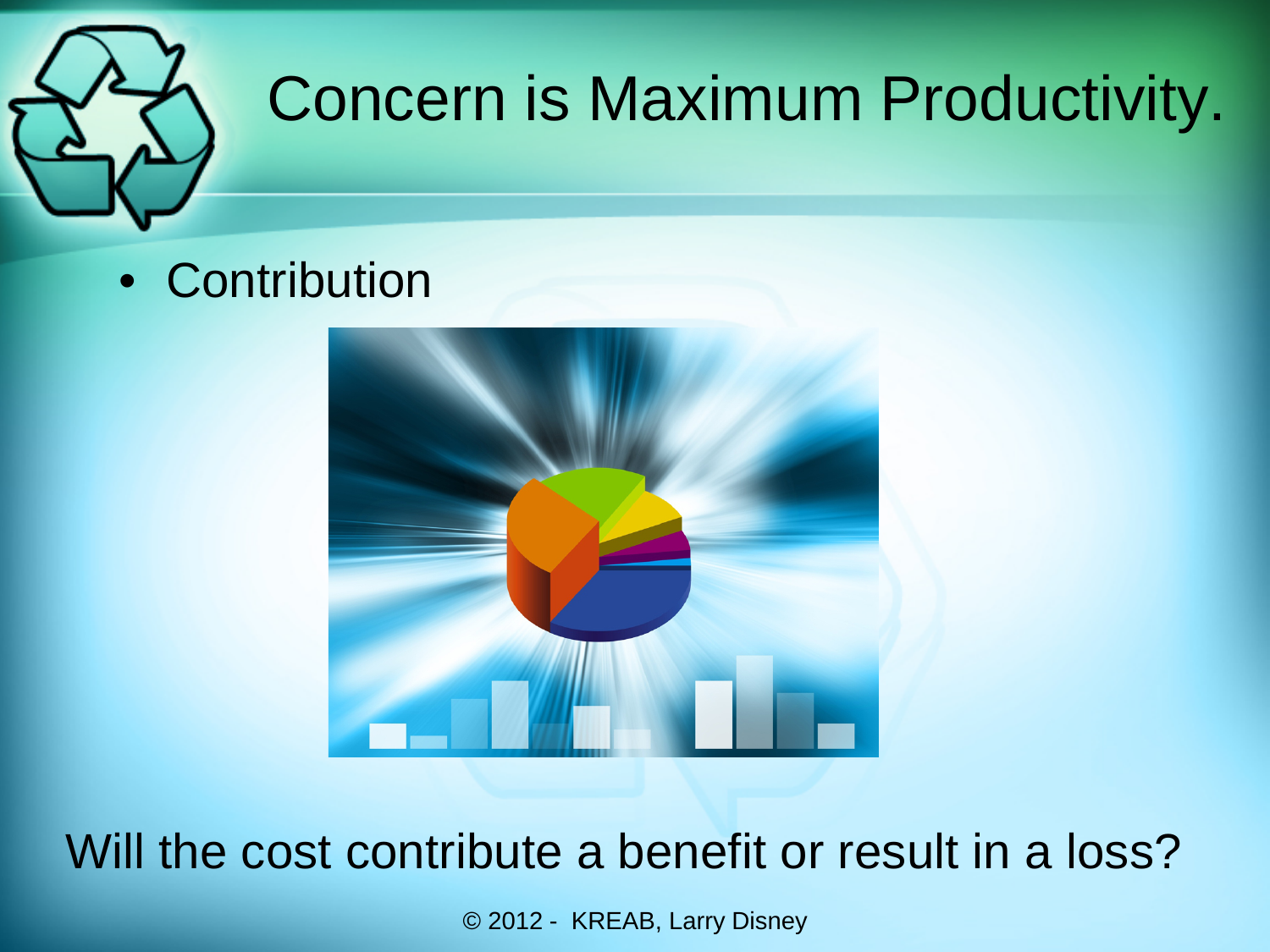# Concern is Maximum Productivity.

- Contribution

Will the cost contribute a benefit or result in a loss?

© 2012 - KREAB, Larry Disney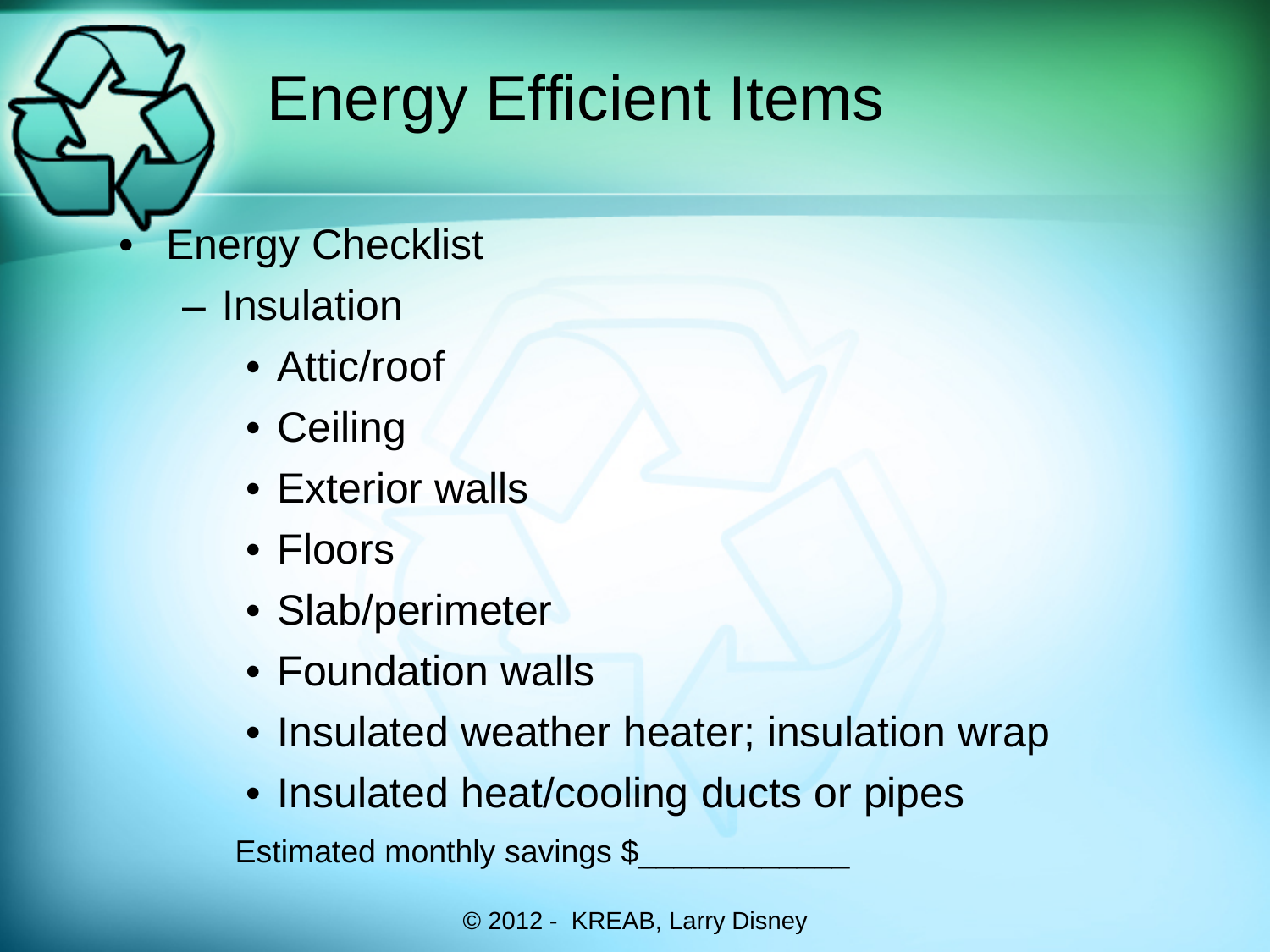# Energy Efficient Items

- Energy Checklist
  - Insulation
    - Attic/roof
    - Ceiling
    - Exterior walls
    - Floors
    - Slab/perimeter
    - Foundation walls
    - Insulated weather heater; insulation wrap
    - Insulated heat/cooling ducts or pipes

Estimated monthly savings $___________

© 2012 - KREAB, Larry Disney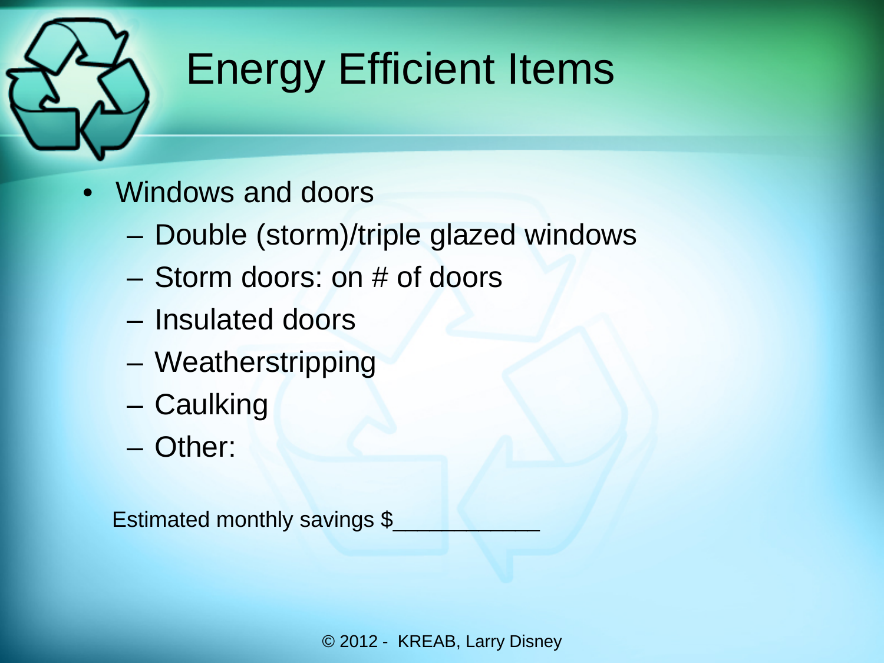# Energy Efficient Items

- Windows and doors
  - Double (storm)/triple glazed windows
  - Storm doors: on # of doors
  - Insulated doors
  - Weatherstripping
  - Caulking
  - Other:

Estimated monthly savings $____________

© 2012 - KREAB, Larry Disney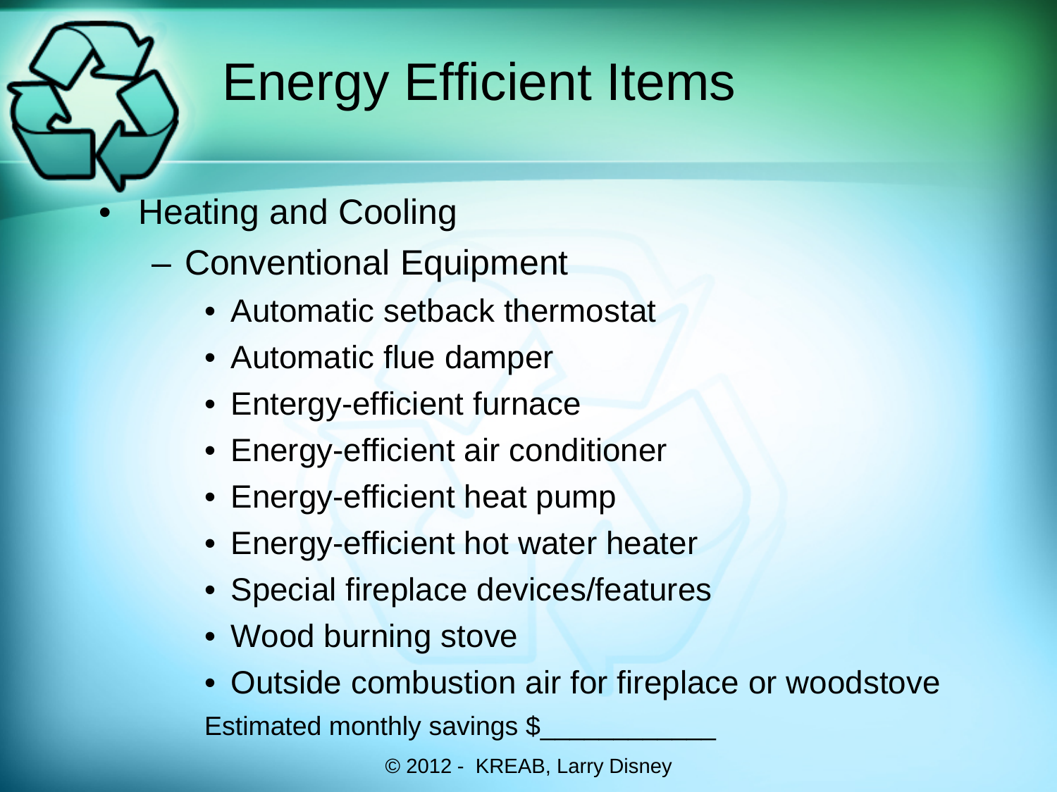# Energy Efficient Items

- Heating and Cooling
  - Conventional Equipment
    - Automatic setback thermostat
    - Automatic flue damper
    - Entergy-efficient furnace
    - Energy-efficient air conditioner
    - Energy-efficient heat pump
    - Energy-efficient hot water heater
    - Special fireplace devices/features
    - Wood burning stove
    - Outside combustion air for fireplace or woodstove

Estimated monthly savings $____________

© 2012 - KREAB, Larry Disney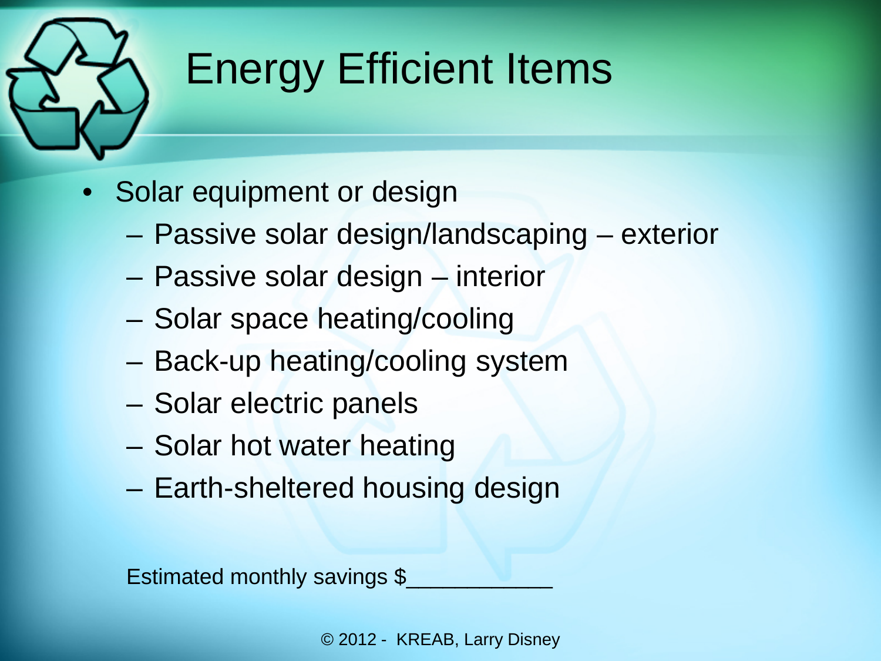# Energy Efficient Items

- Solar equipment or design
  - Passive solar design/landscaping – exterior
  - Passive solar design – interior
  - Solar space heating/cooling
  - Back-up heating/cooling system
  - Solar electric panels
  - Solar hot water heating
  - Earth-sheltered housing design

Estimated monthly savings $___________

© 2012 - KREAB, Larry Disney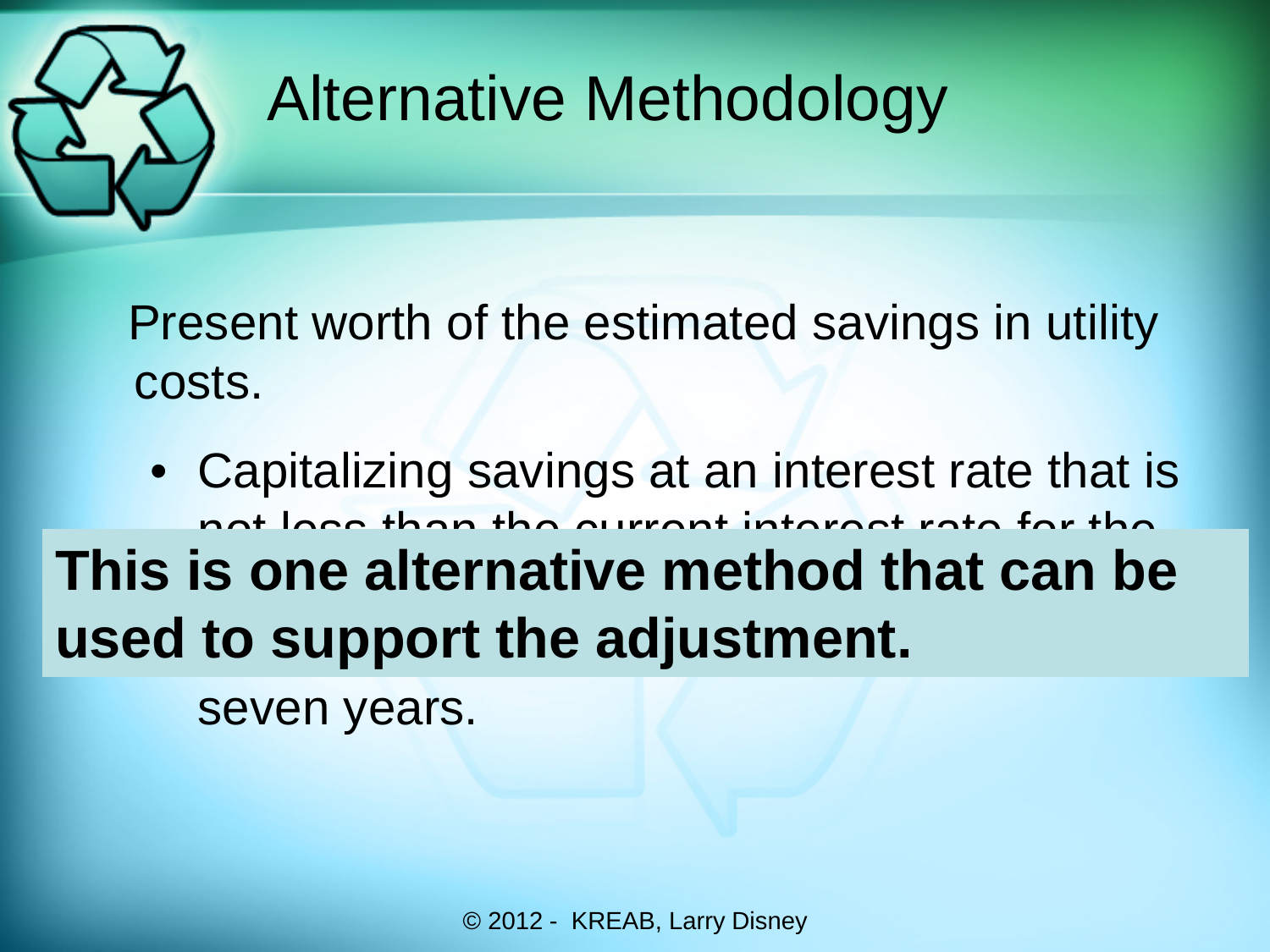# Alternative Methodology

Present worth of the estimated savings in utility costs.

- Capitalizing savings at an interest rate that is not less than the current interest rate for the

**This is one alternative method that can be used to support the adjustment.**

seven years.

© 2012 - KREAB, Larry Disney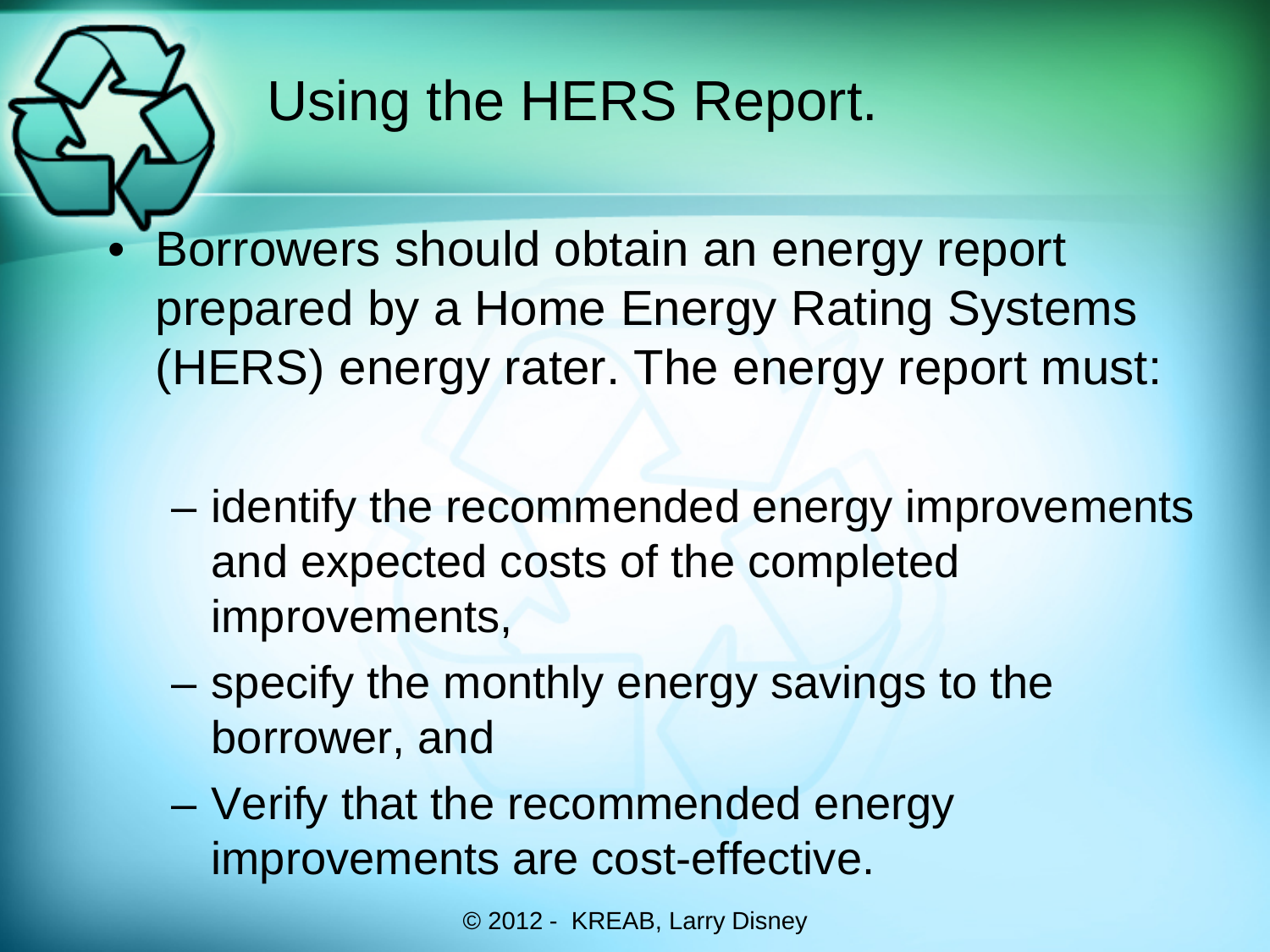# Using the HERS Report.

- Borrowers should obtain an energy report prepared by a Home Energy Rating Systems (HERS) energy rater. The energy report must:
  - identify the recommended energy improvements and expected costs of the completed improvements,
  - specify the monthly energy savings to the borrower, and
  - Verify that the recommended energy improvements are cost-effective.

© 2012 - KREAB, Larry Disney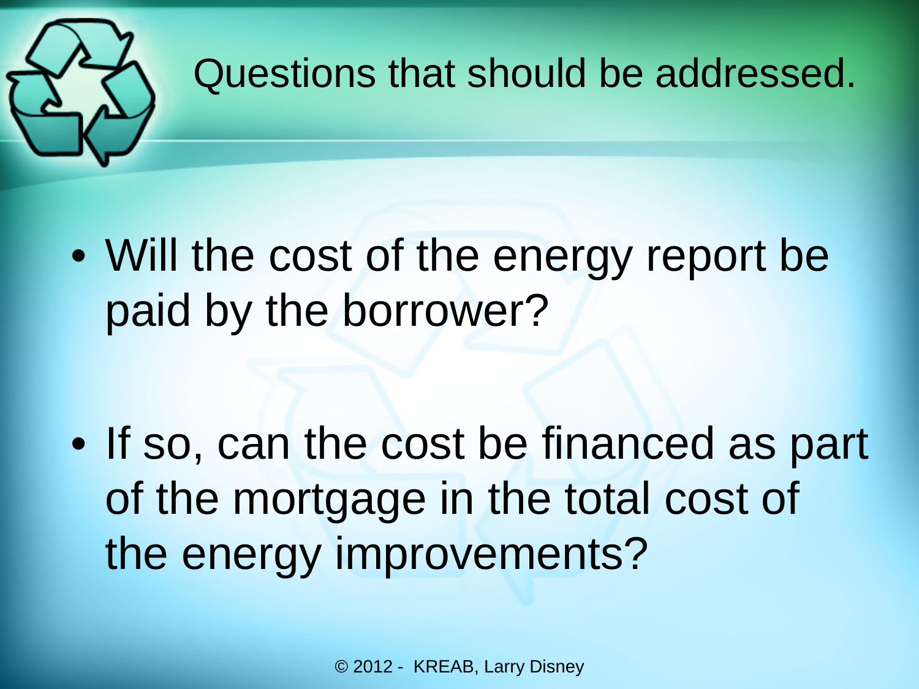# Questions that should be addressed.

- Will the cost of the energy report be paid by the borrower?
- If so, can the cost be financed as part of the mortgage in the total cost of the energy improvements?

© 2012 - KREAB, Larry Disney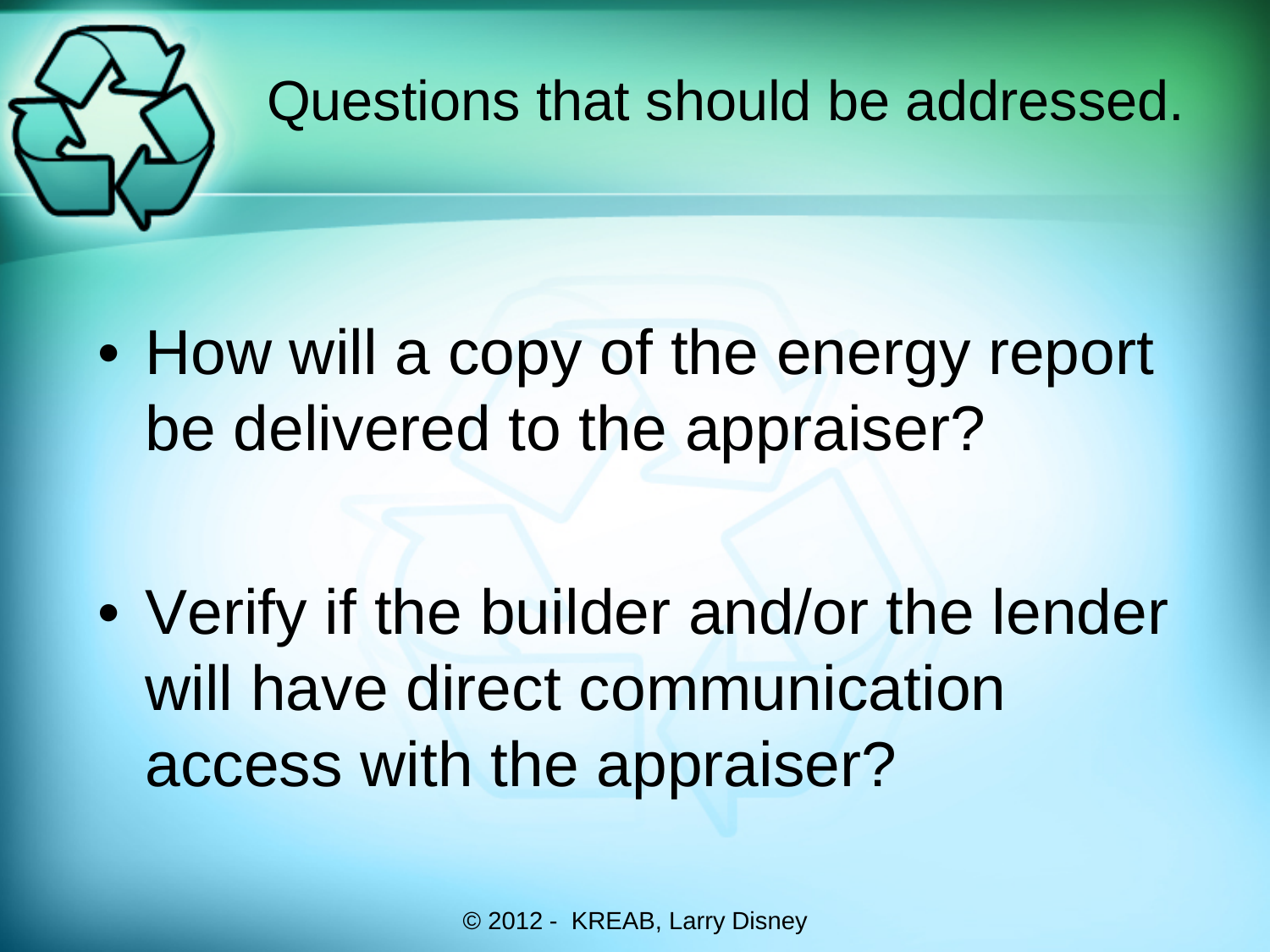# Questions that should be addressed.

- How will a copy of the energy report be delivered to the appraiser?
- Verify if the builder and/or the lender will have direct communication access with the appraiser?

© 2012 - KREAB, Larry Disney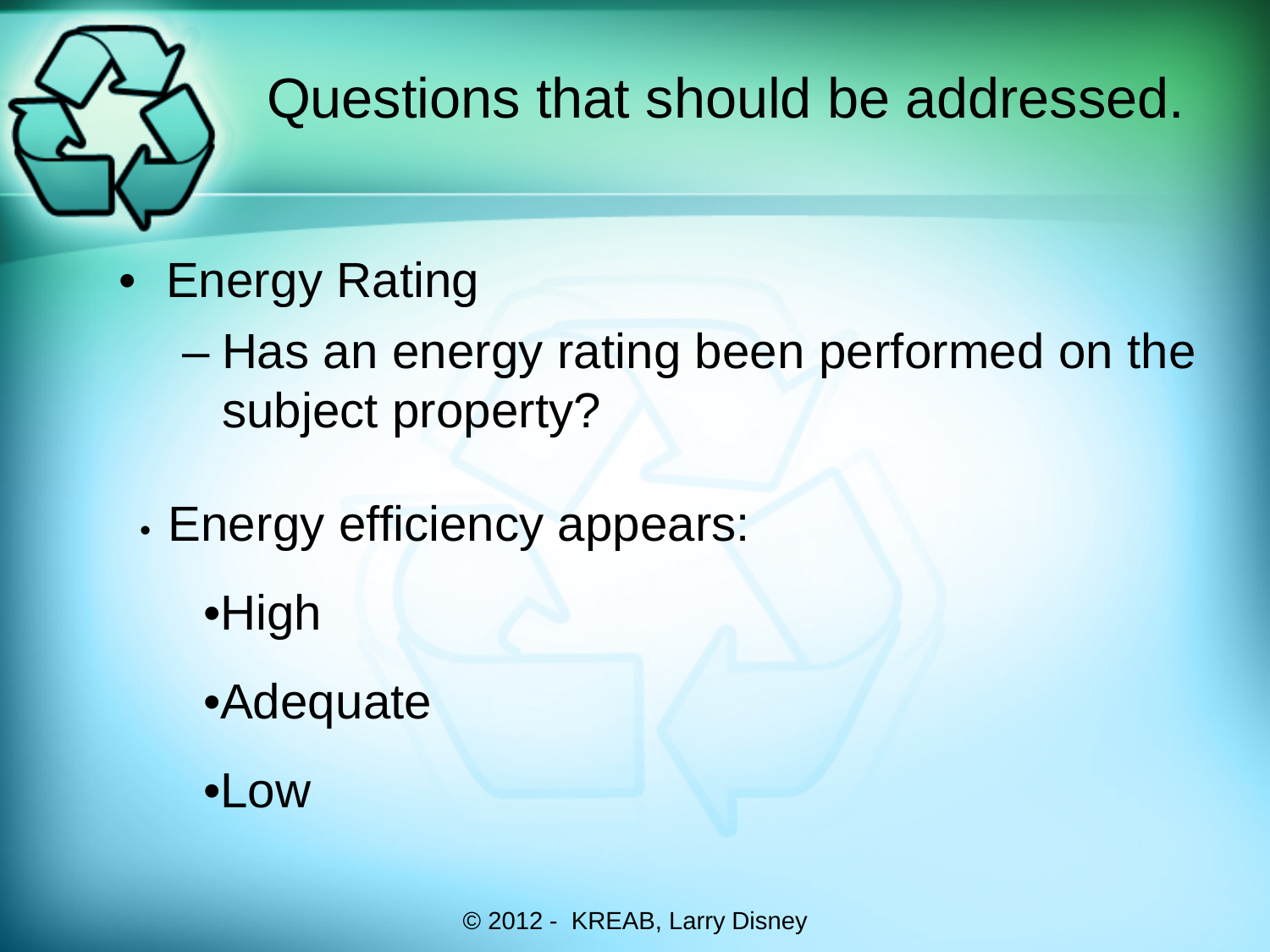# Questions that should be addressed.

- Energy Rating
  - Has an energy rating been performed on the subject property?

- Energy efficiency appears:
  - High
  - Adequate
  - Low

© 2012 - KREAB, Larry Disney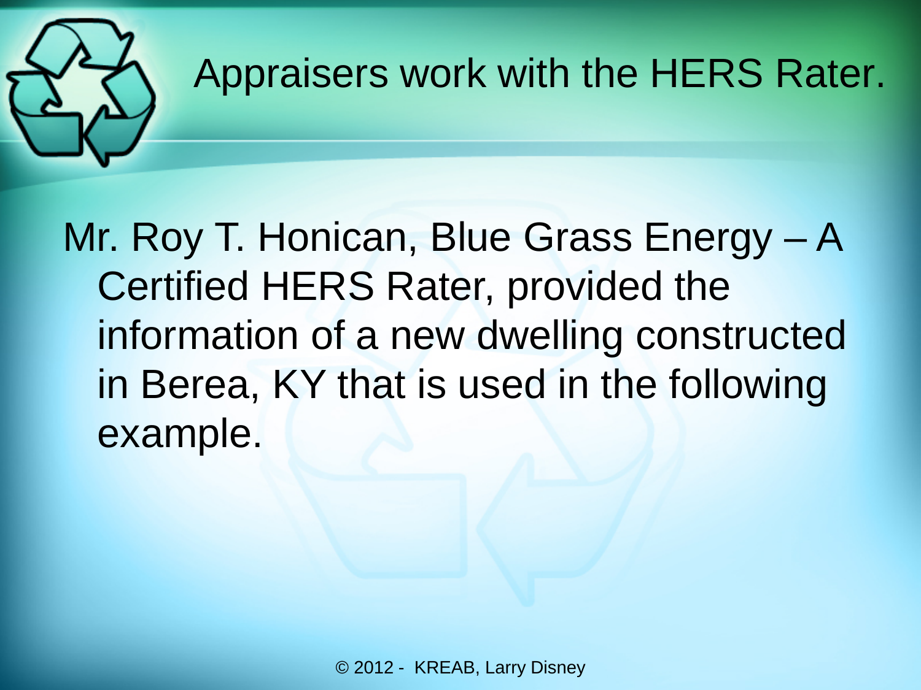# Appraisers work with the HERS Rater.

Mr. Roy T. Honican, Blue Grass Energy – A Certified HERS Rater, provided the information of a new dwelling constructed in Berea, KY that is used in the following example.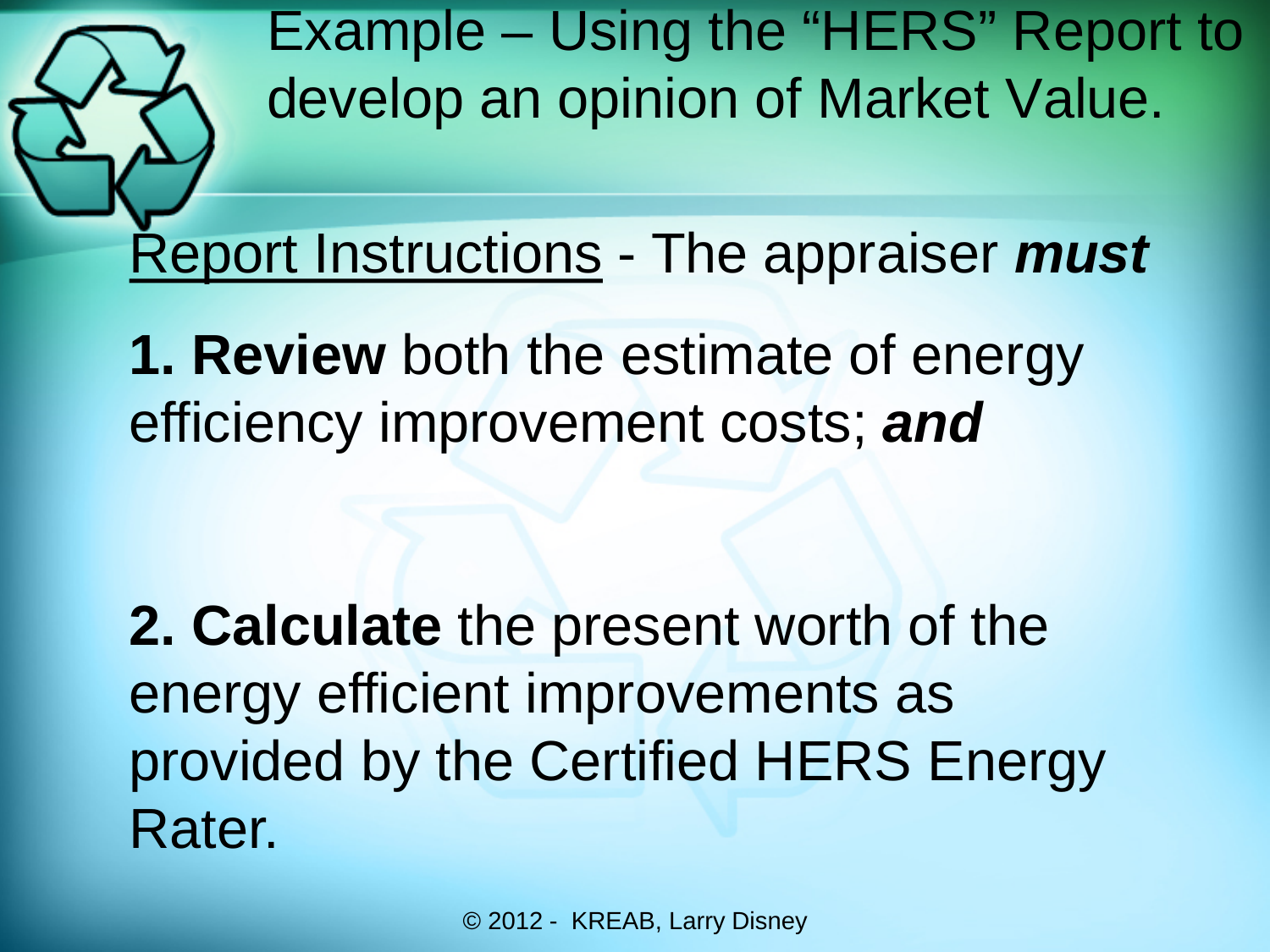# Example – Using the "HERS" Report to develop an opinion of Market Value.

Report Instructions - The appraiser ***must***

**1. Review** both the estimate of energy efficiency improvement costs; ***and***

**2. Calculate** the present worth of the energy efficient improvements as provided by the Certified HERS Energy Rater.

© 2012 - KREAB, Larry Disney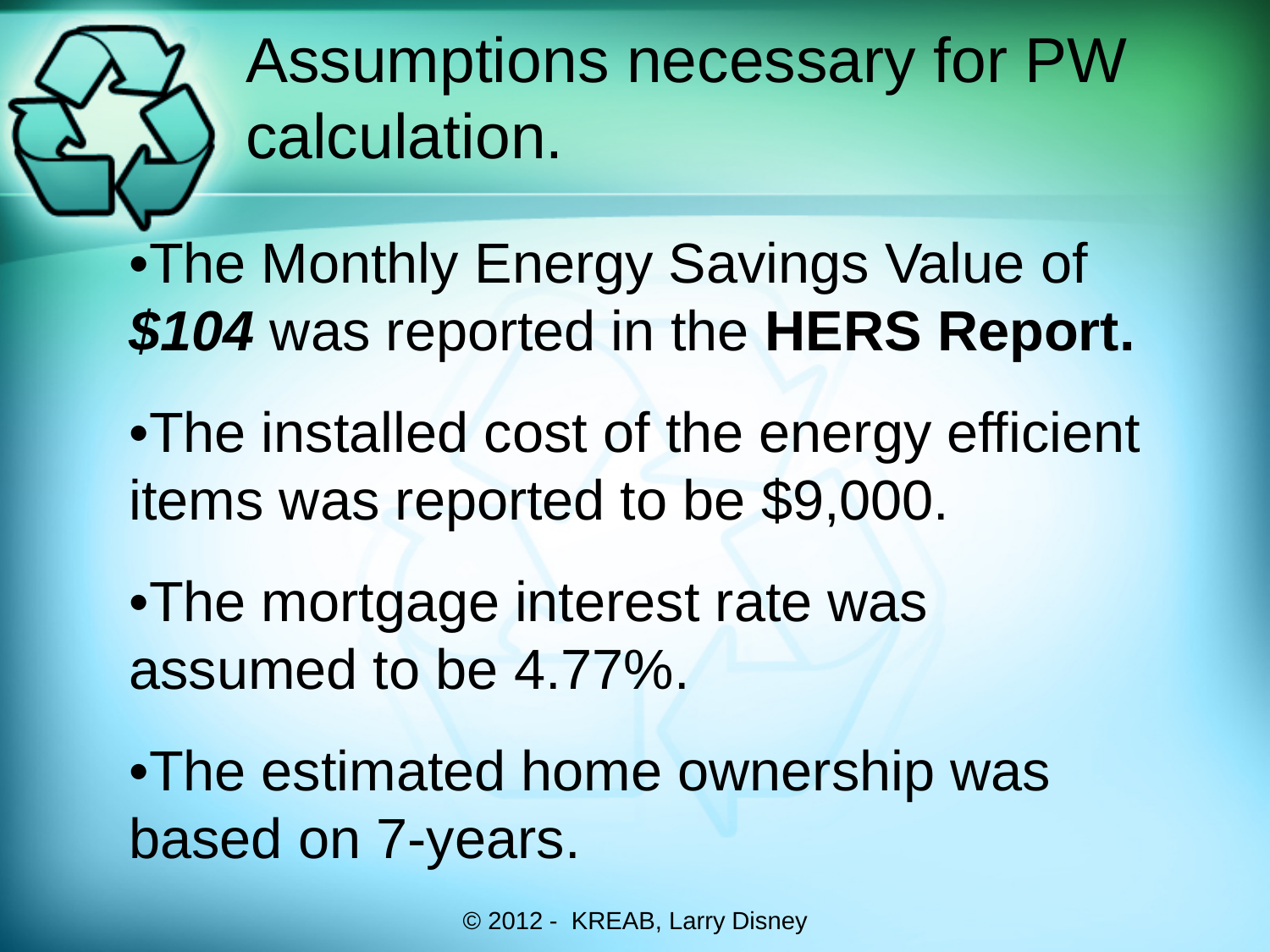# Assumptions necessary for PW calculation.

- The Monthly Energy Savings Value of ***$104*** was reported in the **HERS Report.**
- The installed cost of the energy efficient items was reported to be $9,000.
- The mortgage interest rate was assumed to be 4.77%.
- The estimated home ownership was based on 7-years.

© 2012 - KREAB, Larry Disney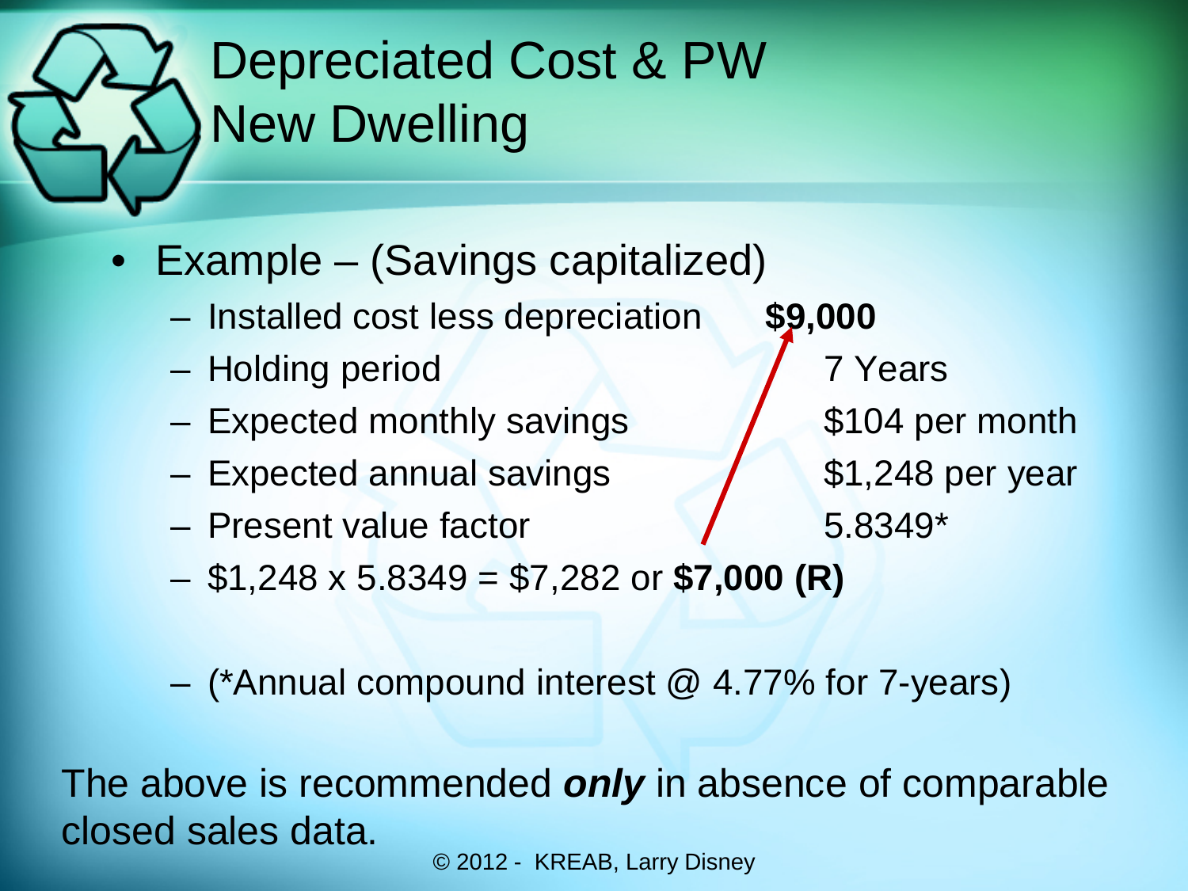# Depreciated Cost & PW New Dwelling

- Example – (Savings capitalized)
  - Installed cost less depreciation **$9,000**
  - Holding period 7 Years
  - Expected monthly savings $104 per month
  - Expected annual savings $1,248 per year
  - Present value factor 5.8349*
  - $1,248 x 5.8349 = $7,282 or **$7,000 (R)**

  - (*Annual compound interest @ 4.77% for 7-years)

The above is recommended ***only*** in absence of comparable closed sales data.

© 2012 - KREAB, Larry Disney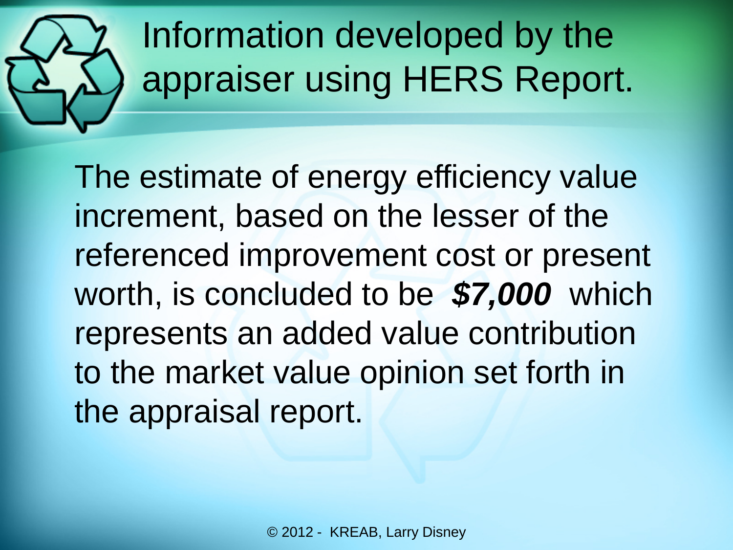# Information developed by the appraiser using HERS Report.

The estimate of energy efficiency value increment, based on the lesser of the referenced improvement cost or present worth, is concluded to be ***$7,000*** which represents an added value contribution to the market value opinion set forth in the appraisal report.

© 2012 - KREAB, Larry Disney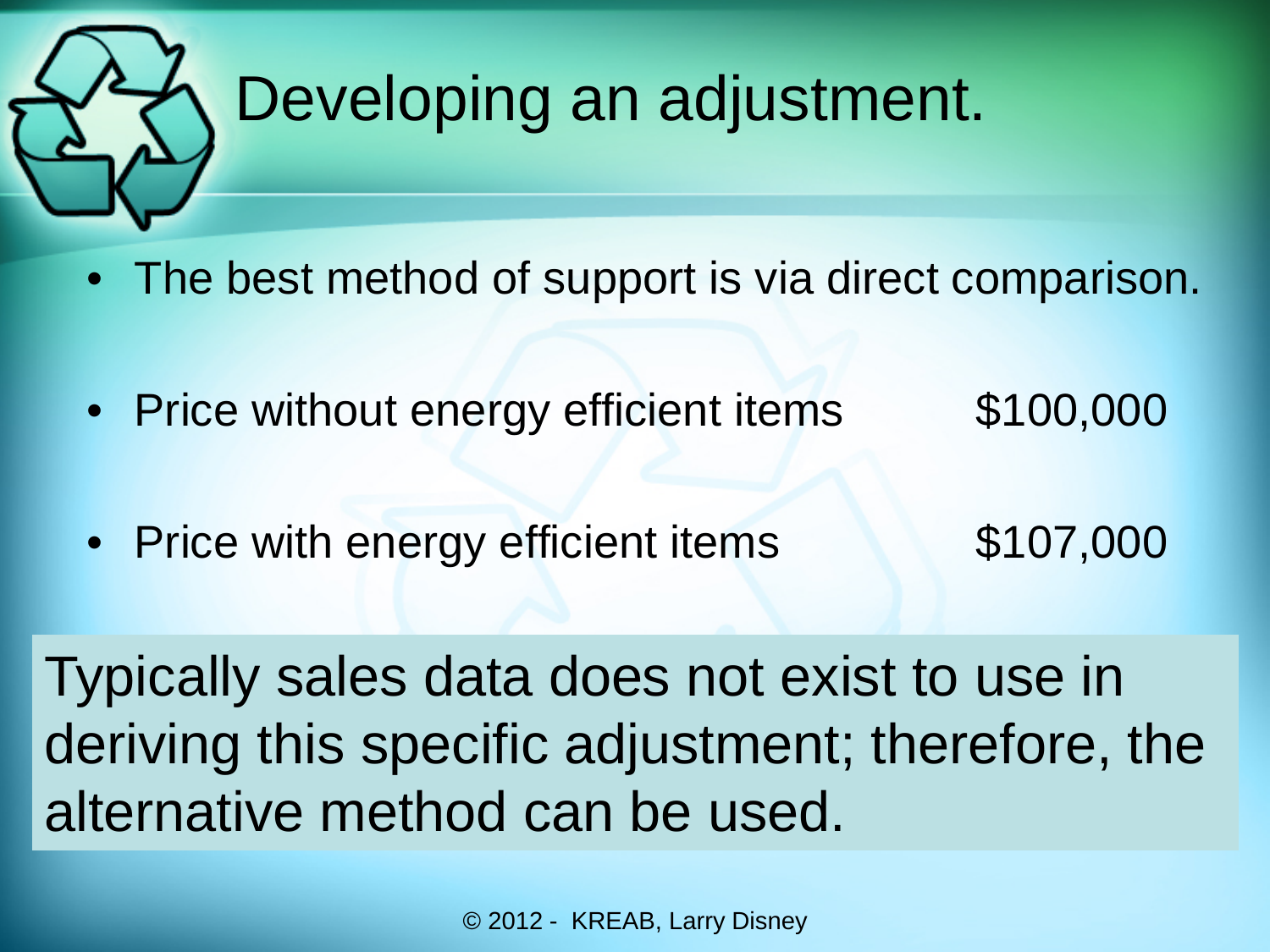# Developing an adjustment.

- The best method of support is via direct comparison.
- Price without energy efficient items $100,000
- Price with energy efficient items $107,000

Typically sales data does not exist to use in deriving this specific adjustment; therefore, the alternative method can be used.

© 2012 - KREAB, Larry Disney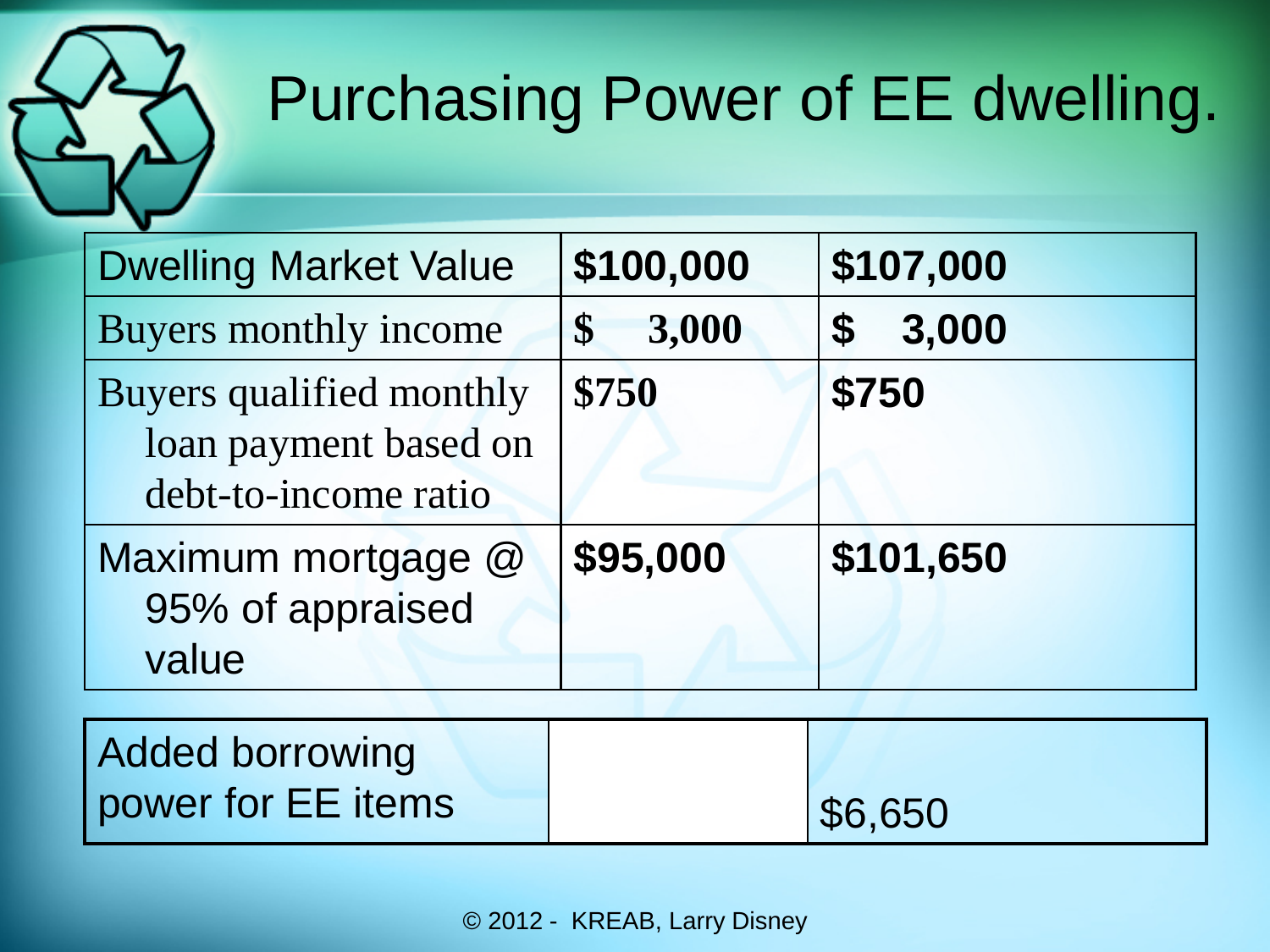# Purchasing Power of EE dwelling.

| Dwelling Market Value | **$100,000** | **$107,000** |
|---|---|---|
| Buyers monthly income | **$ 3,000** | **$ 3,000** |
| Buyers qualified monthly loan payment based on debt-to-income ratio | **$750** | **$750** |
| Maximum mortgage @ 95% of appraised value | **$95,000** | **$101,650** |

| Added borrowing power for EE items | | $6,650 |
|---|---|---|

© 2012 - KREAB, Larry Disney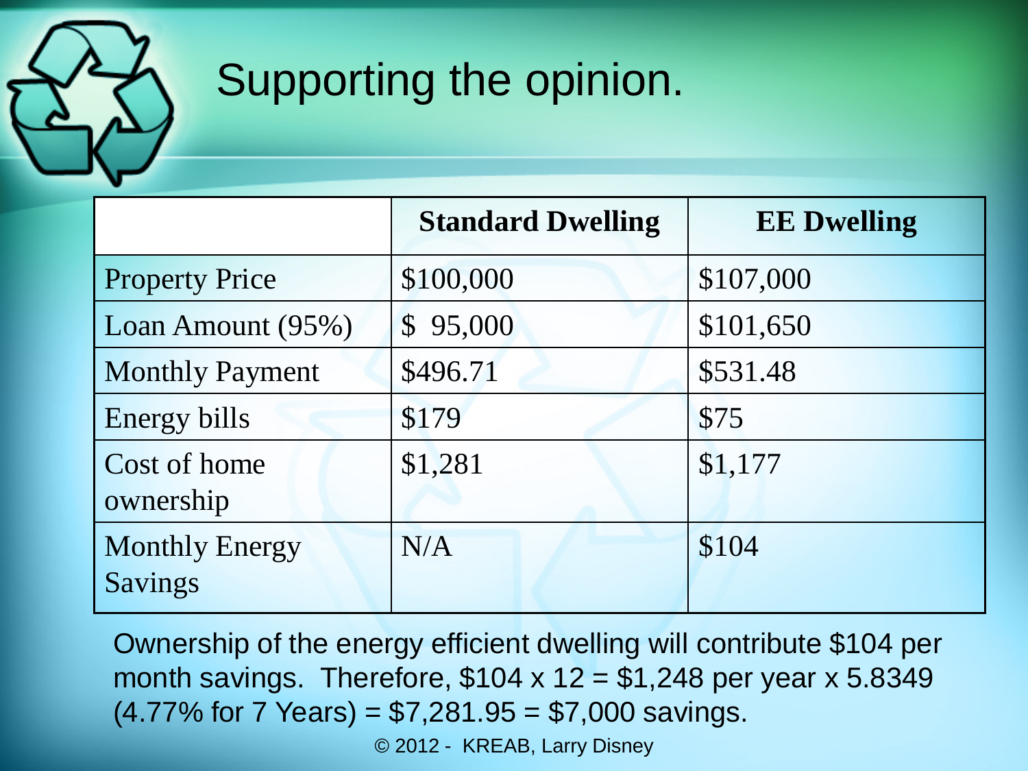# Supporting the opinion.

| | Standard Dwelling | EE Dwelling |
|---|---|---|
| Property Price | $100,000 | $107,000 |
| Loan Amount (95%) | $ 95,000 | $101,650 |
| Monthly Payment | $496.71 | $531.48 |
| Energy bills | $179 | $75 |
| Cost of home ownership | $1,281 | $1,177 |
| Monthly Energy Savings | N/A | $104 |

Ownership of the energy efficient dwelling will contribute $104 per month savings. Therefore, $104 x 12 = $1,248 per year x 5.8349 (4.77% for 7 Years) = $7,281.95 = $7,000 savings.

© 2012 - KREAB, Larry Disney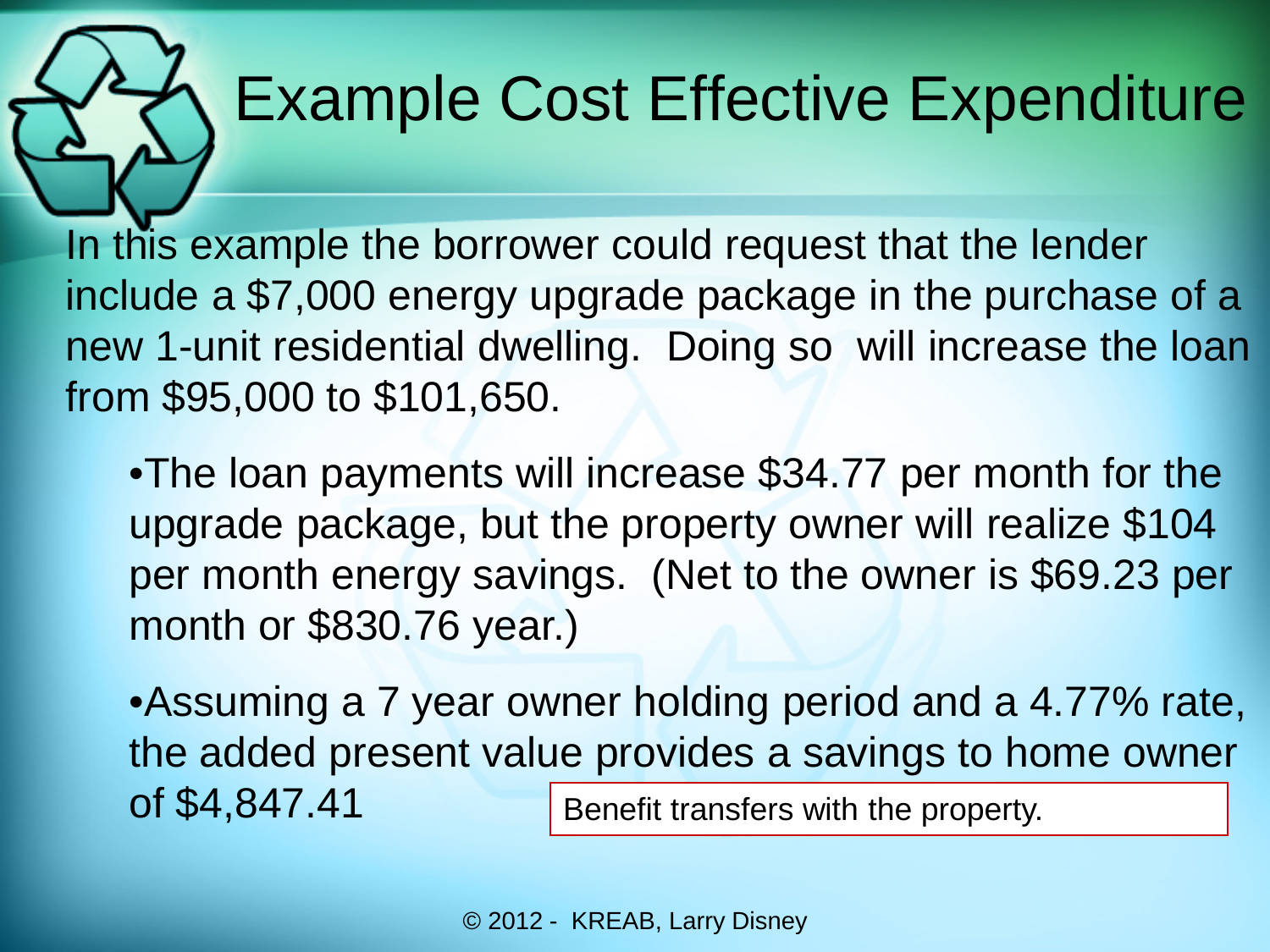# Example Cost Effective Expenditure

In this example the borrower could request that the lender include a $7,000 energy upgrade package in the purchase of a new 1-unit residential dwelling. Doing so will increase the loan from $95,000 to $101,650.

- The loan payments will increase $34.77 per month for the upgrade package, but the property owner will realize $104 per month energy savings. (Net to the owner is $69.23 per month or $830.76 year.)
- Assuming a 7 year owner holding period and a 4.77% rate, the added present value provides a savings to home owner of $4,847.41

Benefit transfers with the property.

© 2012 - KREAB, Larry Disney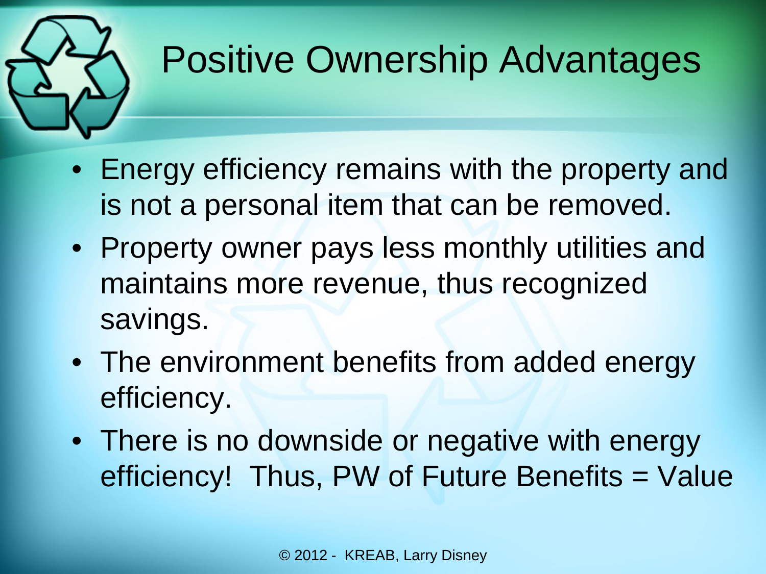# Positive Ownership Advantages

- Energy efficiency remains with the property and is not a personal item that can be removed.
- Property owner pays less monthly utilities and maintains more revenue, thus recognized savings.
- The environment benefits from added energy efficiency.
- There is no downside or negative with energy efficiency! Thus, PW of Future Benefits = Value

© 2012 - KREAB, Larry Disney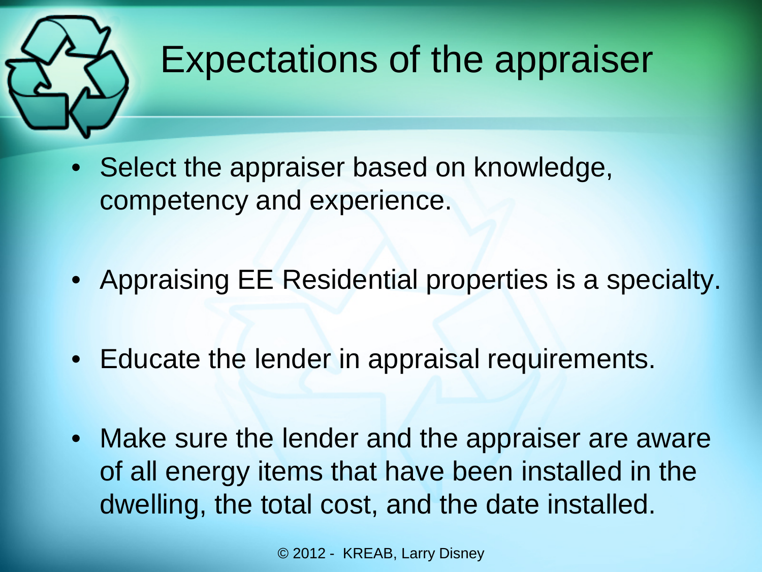# Expectations of the appraiser

- Select the appraiser based on knowledge, competency and experience.
- Appraising EE Residential properties is a specialty.
- Educate the lender in appraisal requirements.
- Make sure the lender and the appraiser are aware of all energy items that have been installed in the dwelling, the total cost, and the date installed.

© 2012 - KREAB, Larry Disney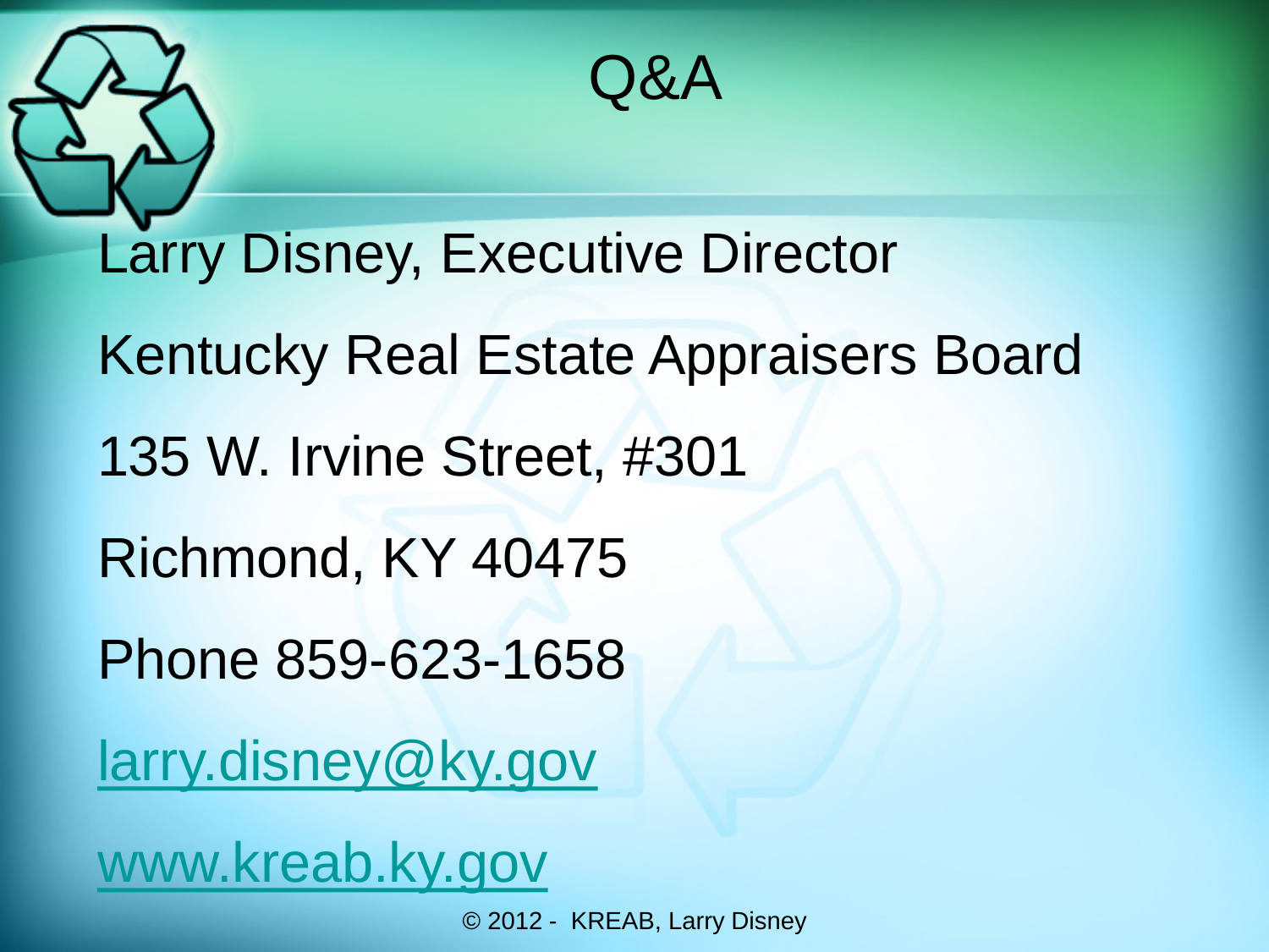# Q&A

Larry Disney, Executive Director

Kentucky Real Estate Appraisers Board

135 W. Irvine Street, #301

Richmond, KY 40475

Phone 859-623-1658

larry.disney@ky.gov

www.kreab.ky.gov

© 2012 - KREAB, Larry Disney